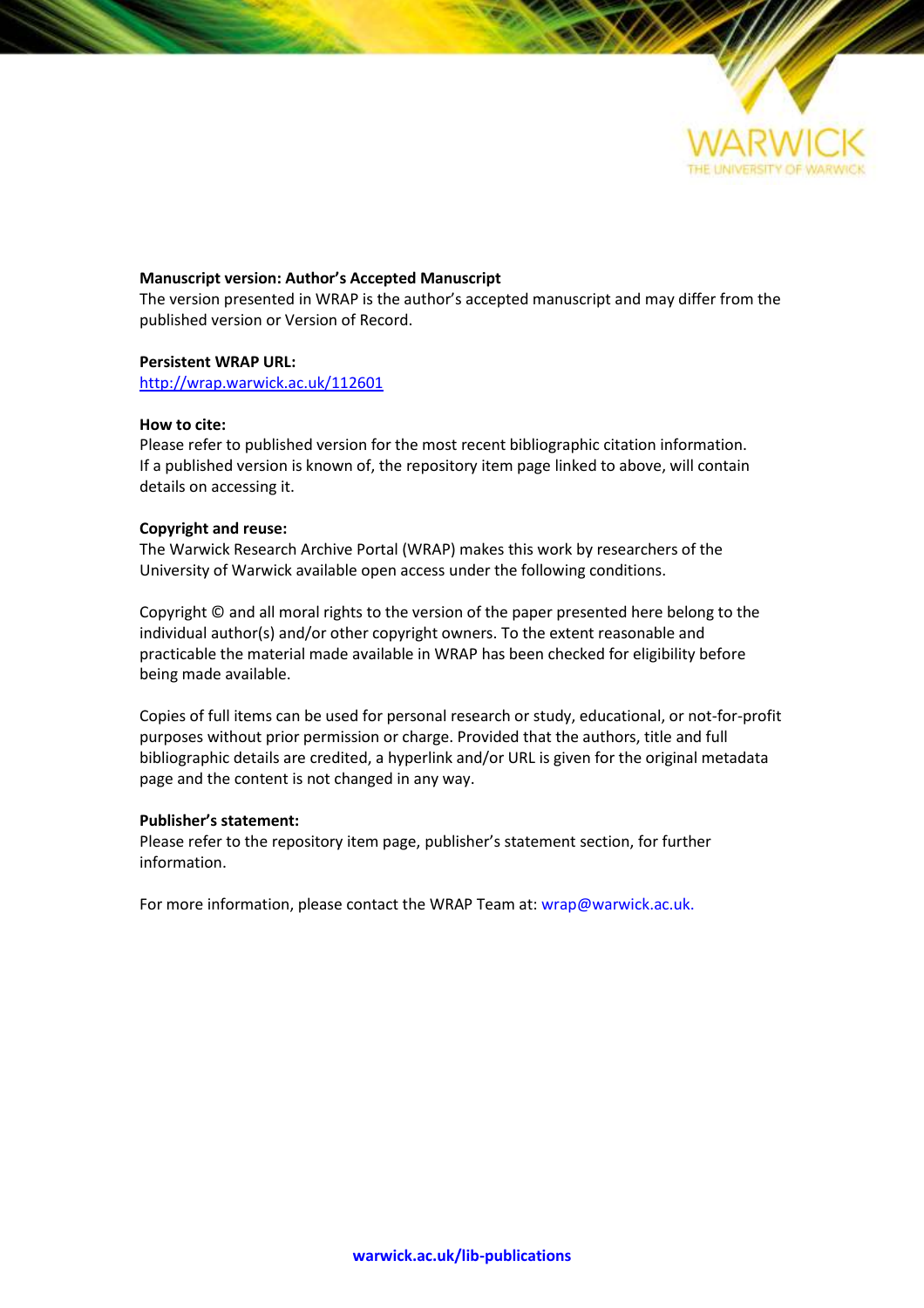**Manuscript version: Author's Accepted Manuscript**
The version presented in WRAP is the author's accepted manuscript and may differ from the published version or Version of Record.

**Persistent WRAP URL:**
http://wrap.warwick.ac.uk/112601

**How to cite:**
Please refer to published version for the most recent bibliographic citation information. If a published version is known of, the repository item page linked to above, will contain details on accessing it.

**Copyright and reuse:**
The Warwick Research Archive Portal (WRAP) makes this work by researchers of the University of Warwick available open access under the following conditions.

Copyright © and all moral rights to the version of the paper presented here belong to the individual author(s) and/or other copyright owners. To the extent reasonable and practicable the material made available in WRAP has been checked for eligibility before being made available.

Copies of full items can be used for personal research or study, educational, or not-for-profit purposes without prior permission or charge. Provided that the authors, title and full bibliographic details are credited, a hyperlink and/or URL is given for the original metadata page and the content is not changed in any way.

**Publisher's statement:**
Please refer to the repository item page, publisher's statement section, for further information.

For more information, please contact the WRAP Team at: wrap@warwick.ac.uk.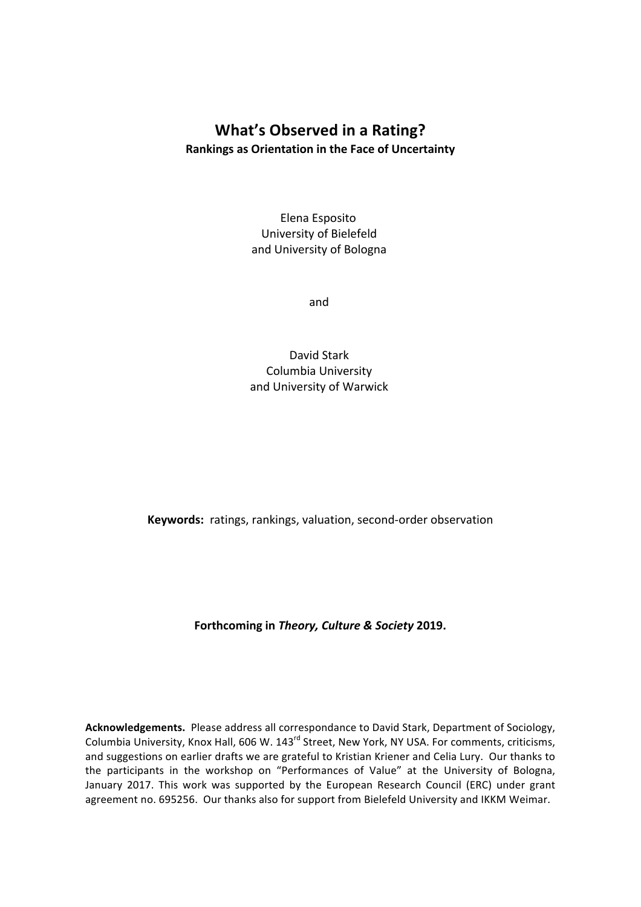# What's Observed in a Rating?

**Rankings as Orientation in the Face of Uncertainty**

Elena Esposito
University of Bielefeld
and University of Bologna

and

David Stark
Columbia University
and University of Warwick

**Keywords:** ratings, rankings, valuation, second-order observation

**Forthcoming in *Theory, Culture & Society* 2019.**

**Acknowledgements.** Please address all correspondance to David Stark, Department of Sociology, Columbia University, Knox Hall, 606 W. 143rd Street, New York, NY USA. For comments, criticisms, and suggestions on earlier drafts we are grateful to Kristian Kriener and Celia Lury. Our thanks to the participants in the workshop on "Performances of Value" at the University of Bologna, January 2017. This work was supported by the European Research Council (ERC) under grant agreement no. 695256. Our thanks also for support from Bielefeld University and IKKM Weimar.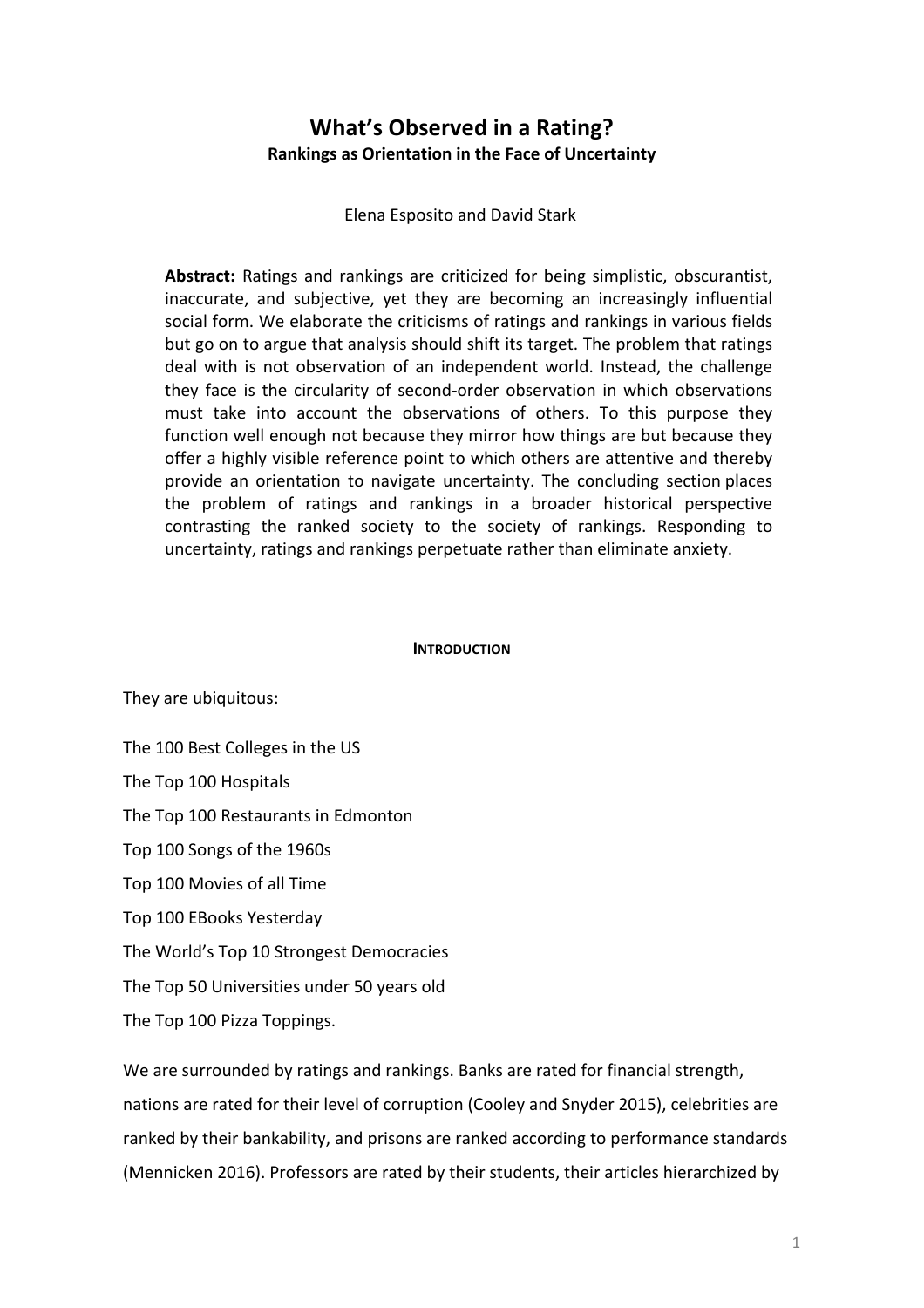# What's Observed in a Rating?

## Rankings as Orientation in the Face of Uncertainty

Elena Esposito and David Stark

**Abstract:** Ratings and rankings are criticized for being simplistic, obscurantist, inaccurate, and subjective, yet they are becoming an increasingly influential social form. We elaborate the criticisms of ratings and rankings in various fields but go on to argue that analysis should shift its target. The problem that ratings deal with is not observation of an independent world. Instead, the challenge they face is the circularity of second-order observation in which observations must take into account the observations of others. To this purpose they function well enough not because they mirror how things are but because they offer a highly visible reference point to which others are attentive and thereby provide an orientation to navigate uncertainty. The concluding section places the problem of ratings and rankings in a broader historical perspective contrasting the ranked society to the society of rankings. Responding to uncertainty, ratings and rankings perpetuate rather than eliminate anxiety.

### Introduction

They are ubiquitous:

The 100 Best Colleges in the US

The Top 100 Hospitals

The Top 100 Restaurants in Edmonton

Top 100 Songs of the 1960s

Top 100 Movies of all Time

Top 100 EBooks Yesterday

The World's Top 10 Strongest Democracies

The Top 50 Universities under 50 years old

The Top 100 Pizza Toppings.

We are surrounded by ratings and rankings. Banks are rated for financial strength, nations are rated for their level of corruption (Cooley and Snyder 2015), celebrities are ranked by their bankability, and prisons are ranked according to performance standards (Mennicken 2016). Professors are rated by their students, their articles hierarchized by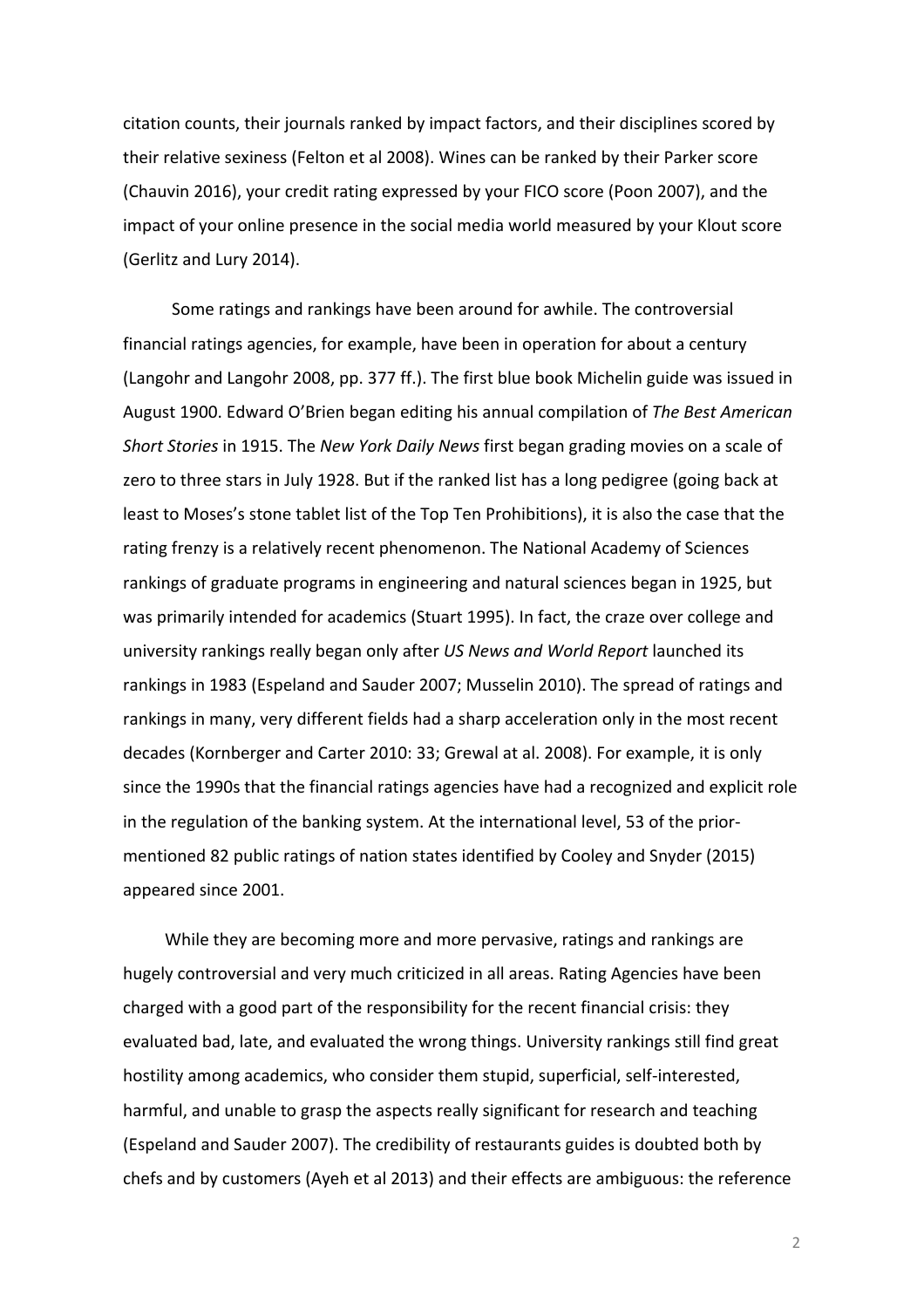citation counts, their journals ranked by impact factors, and their disciplines scored by their relative sexiness (Felton et al 2008). Wines can be ranked by their Parker score (Chauvin 2016), your credit rating expressed by your FICO score (Poon 2007), and the impact of your online presence in the social media world measured by your Klout score (Gerlitz and Lury 2014).

Some ratings and rankings have been around for awhile. The controversial financial ratings agencies, for example, have been in operation for about a century (Langohr and Langohr 2008, pp. 377 ff.). The first blue book Michelin guide was issued in August 1900. Edward O'Brien began editing his annual compilation of *The Best American Short Stories* in 1915. The *New York Daily News* first began grading movies on a scale of zero to three stars in July 1928. But if the ranked list has a long pedigree (going back at least to Moses's stone tablet list of the Top Ten Prohibitions), it is also the case that the rating frenzy is a relatively recent phenomenon. The National Academy of Sciences rankings of graduate programs in engineering and natural sciences began in 1925, but was primarily intended for academics (Stuart 1995). In fact, the craze over college and university rankings really began only after *US News and World Report* launched its rankings in 1983 (Espeland and Sauder 2007; Musselin 2010). The spread of ratings and rankings in many, very different fields had a sharp acceleration only in the most recent decades (Kornberger and Carter 2010: 33; Grewal at al. 2008). For example, it is only since the 1990s that the financial ratings agencies have had a recognized and explicit role in the regulation of the banking system. At the international level, 53 of the prior-mentioned 82 public ratings of nation states identified by Cooley and Snyder (2015) appeared since 2001.

While they are becoming more and more pervasive, ratings and rankings are hugely controversial and very much criticized in all areas. Rating Agencies have been charged with a good part of the responsibility for the recent financial crisis: they evaluated bad, late, and evaluated the wrong things. University rankings still find great hostility among academics, who consider them stupid, superficial, self-interested, harmful, and unable to grasp the aspects really significant for research and teaching (Espeland and Sauder 2007). The credibility of restaurants guides is doubted both by chefs and by customers (Ayeh et al 2013) and their effects are ambiguous: the reference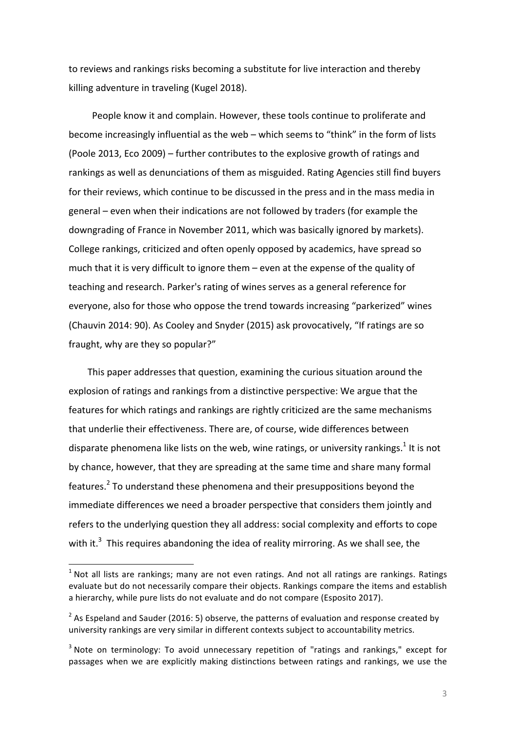to reviews and rankings risks becoming a substitute for live interaction and thereby killing adventure in traveling (Kugel 2018).

People know it and complain. However, these tools continue to proliferate and become increasingly influential as the web – which seems to "think" in the form of lists (Poole 2013, Eco 2009) – further contributes to the explosive growth of ratings and rankings as well as denunciations of them as misguided. Rating Agencies still find buyers for their reviews, which continue to be discussed in the press and in the mass media in general – even when their indications are not followed by traders (for example the downgrading of France in November 2011, which was basically ignored by markets). College rankings, criticized and often openly opposed by academics, have spread so much that it is very difficult to ignore them – even at the expense of the quality of teaching and research. Parker's rating of wines serves as a general reference for everyone, also for those who oppose the trend towards increasing "parkerized" wines (Chauvin 2014: 90). As Cooley and Snyder (2015) ask provocatively, "If ratings are so fraught, why are they so popular?"

This paper addresses that question, examining the curious situation around the explosion of ratings and rankings from a distinctive perspective: We argue that the features for which ratings and rankings are rightly criticized are the same mechanisms that underlie their effectiveness. There are, of course, wide differences between disparate phenomena like lists on the web, wine ratings, or university rankings.[1] It is not by chance, however, that they are spreading at the same time and share many formal features.[2] To understand these phenomena and their presuppositions beyond the immediate differences we need a broader perspective that considers them jointly and refers to the underlying question they all address: social complexity and efforts to cope with it.[3] This requires abandoning the idea of reality mirroring. As we shall see, the

[1] Not all lists are rankings; many are not even ratings. And not all ratings are rankings. Ratings evaluate but do not necessarily compare their objects. Rankings compare the items and establish a hierarchy, while pure lists do not evaluate and do not compare (Esposito 2017).

[2] As Espeland and Sauder (2016: 5) observe, the patterns of evaluation and response created by university rankings are very similar in different contexts subject to accountability metrics.

[3] Note on terminology: To avoid unnecessary repetition of "ratings and rankings," except for passages when we are explicitly making distinctions between ratings and rankings, we use the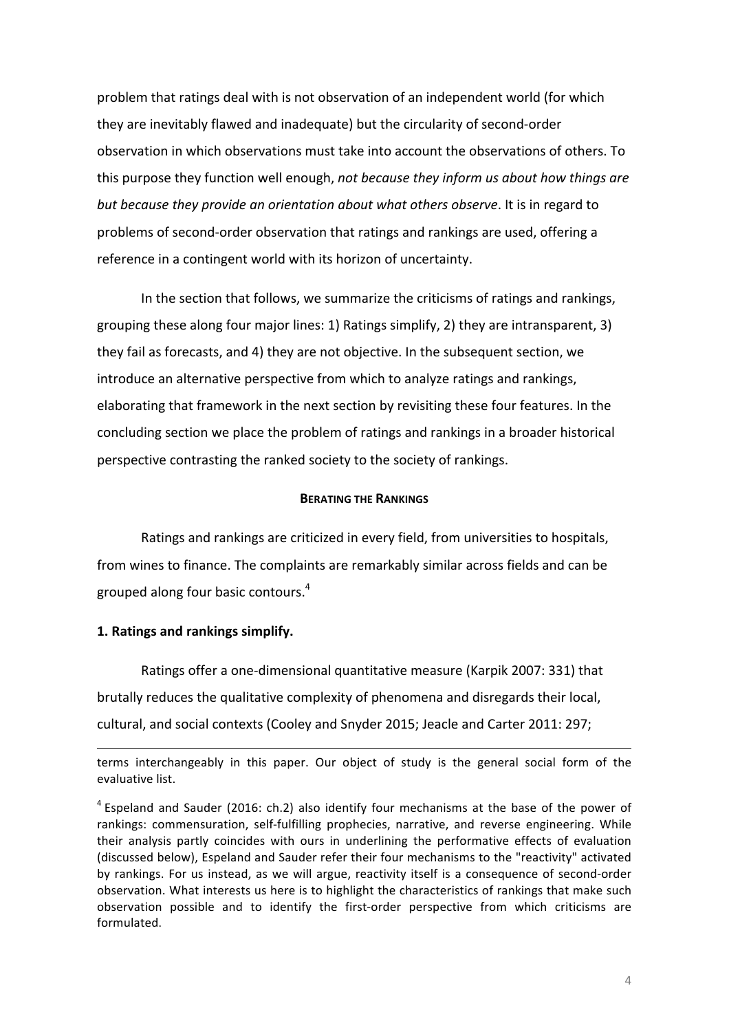problem that ratings deal with is not observation of an independent world (for which they are inevitably flawed and inadequate) but the circularity of second-order observation in which observations must take into account the observations of others. To this purpose they function well enough, *not because they inform us about how things are but because they provide an orientation about what others observe*. It is in regard to problems of second-order observation that ratings and rankings are used, offering a reference in a contingent world with its horizon of uncertainty.

In the section that follows, we summarize the criticisms of ratings and rankings, grouping these along four major lines: 1) Ratings simplify, 2) they are intransparent, 3) they fail as forecasts, and 4) they are not objective. In the subsequent section, we introduce an alternative perspective from which to analyze ratings and rankings, elaborating that framework in the next section by revisiting these four features. In the concluding section we place the problem of ratings and rankings in a broader historical perspective contrasting the ranked society to the society of rankings.

## BERATING THE RANKINGS

Ratings and rankings are criticized in every field, from universities to hospitals, from wines to finance. The complaints are remarkably similar across fields and can be grouped along four basic contours.[4]

### 1. Ratings and rankings simplify.

Ratings offer a one-dimensional quantitative measure (Karpik 2007: 331) that brutally reduces the qualitative complexity of phenomena and disregards their local, cultural, and social contexts (Cooley and Snyder 2015; Jeacle and Carter 2011: 297;

---

terms interchangeably in this paper. Our object of study is the general social form of the evaluative list.

[4] Espeland and Sauder (2016: ch.2) also identify four mechanisms at the base of the power of rankings: commensuration, self-fulfilling prophecies, narrative, and reverse engineering. While their analysis partly coincides with ours in underlining the performative effects of evaluation (discussed below), Espeland and Sauder refer their four mechanisms to the "reactivity" activated by rankings. For us instead, as we will argue, reactivity itself is a consequence of second-order observation. What interests us here is to highlight the characteristics of rankings that make such observation possible and to identify the first-order perspective from which criticisms are formulated.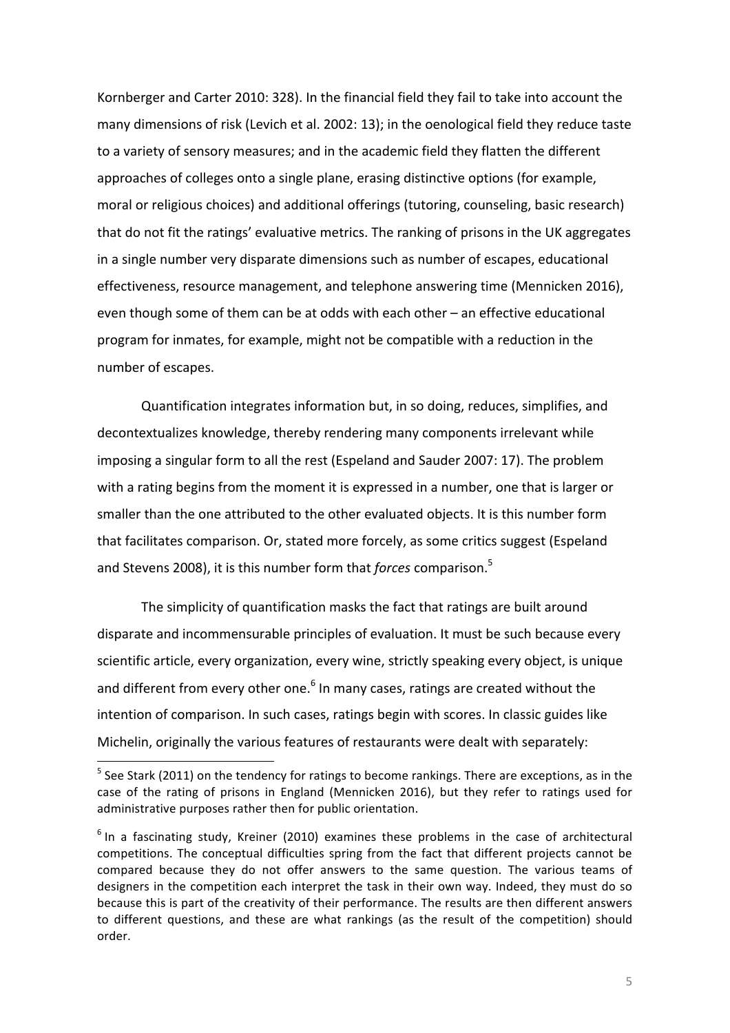Kornberger and Carter 2010: 328). In the financial field they fail to take into account the many dimensions of risk (Levich et al. 2002: 13); in the oenological field they reduce taste to a variety of sensory measures; and in the academic field they flatten the different approaches of colleges onto a single plane, erasing distinctive options (for example, moral or religious choices) and additional offerings (tutoring, counseling, basic research) that do not fit the ratings' evaluative metrics. The ranking of prisons in the UK aggregates in a single number very disparate dimensions such as number of escapes, educational effectiveness, resource management, and telephone answering time (Mennicken 2016), even though some of them can be at odds with each other – an effective educational program for inmates, for example, might not be compatible with a reduction in the number of escapes.

Quantification integrates information but, in so doing, reduces, simplifies, and decontextualizes knowledge, thereby rendering many components irrelevant while imposing a singular form to all the rest (Espeland and Sauder 2007: 17). The problem with a rating begins from the moment it is expressed in a number, one that is larger or smaller than the one attributed to the other evaluated objects. It is this number form that facilitates comparison. Or, stated more forcely, as some critics suggest (Espeland and Stevens 2008), it is this number form that *forces* comparison.[5]

The simplicity of quantification masks the fact that ratings are built around disparate and incommensurable principles of evaluation. It must be such because every scientific article, every organization, every wine, strictly speaking every object, is unique and different from every other one.[6] In many cases, ratings are created without the intention of comparison. In such cases, ratings begin with scores. In classic guides like Michelin, originally the various features of restaurants were dealt with separately:

[5] See Stark (2011) on the tendency for ratings to become rankings. There are exceptions, as in the case of the rating of prisons in England (Mennicken 2016), but they refer to ratings used for administrative purposes rather then for public orientation.

[6] In a fascinating study, Kreiner (2010) examines these problems in the case of architectural competitions. The conceptual difficulties spring from the fact that different projects cannot be compared because they do not offer answers to the same question. The various teams of designers in the competition each interpret the task in their own way. Indeed, they must do so because this is part of the creativity of their performance. The results are then different answers to different questions, and these are what rankings (as the result of the competition) should order.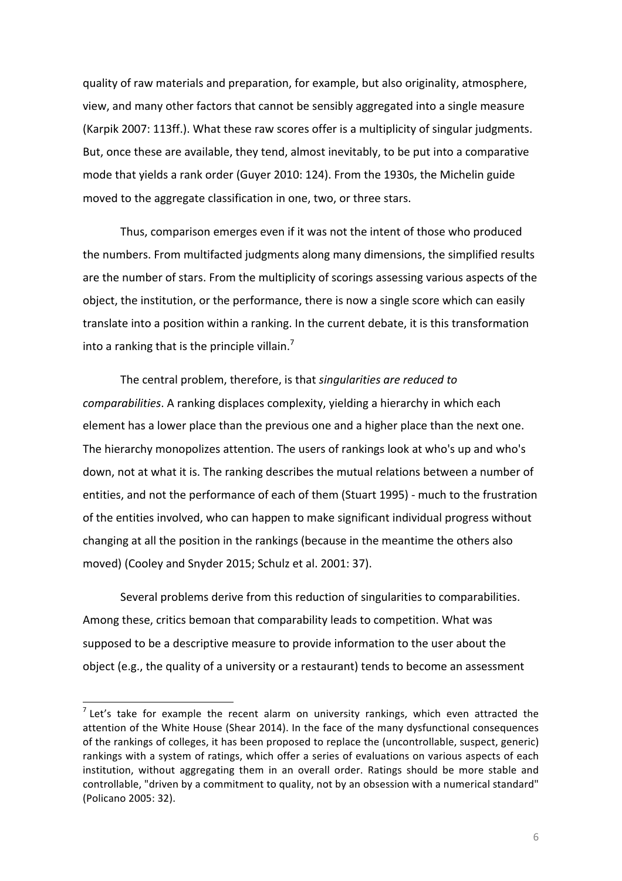quality of raw materials and preparation, for example, but also originality, atmosphere, view, and many other factors that cannot be sensibly aggregated into a single measure (Karpik 2007: 113ff.). What these raw scores offer is a multiplicity of singular judgments. But, once these are available, they tend, almost inevitably, to be put into a comparative mode that yields a rank order (Guyer 2010: 124). From the 1930s, the Michelin guide moved to the aggregate classification in one, two, or three stars.

Thus, comparison emerges even if it was not the intent of those who produced the numbers. From multifacted judgments along many dimensions, the simplified results are the number of stars. From the multiplicity of scorings assessing various aspects of the object, the institution, or the performance, there is now a single score which can easily translate into a position within a ranking. In the current debate, it is this transformation into a ranking that is the principle villain.[7]

The central problem, therefore, is that *singularities are reduced to comparabilities*. A ranking displaces complexity, yielding a hierarchy in which each element has a lower place than the previous one and a higher place than the next one. The hierarchy monopolizes attention. The users of rankings look at who's up and who's down, not at what it is. The ranking describes the mutual relations between a number of entities, and not the performance of each of them (Stuart 1995) - much to the frustration of the entities involved, who can happen to make significant individual progress without changing at all the position in the rankings (because in the meantime the others also moved) (Cooley and Snyder 2015; Schulz et al. 2001: 37).

Several problems derive from this reduction of singularities to comparabilities. Among these, critics bemoan that comparability leads to competition. What was supposed to be a descriptive measure to provide information to the user about the object (e.g., the quality of a university or a restaurant) tends to become an assessment

---

[7] Let's take for example the recent alarm on university rankings, which even attracted the attention of the White House (Shear 2014). In the face of the many dysfunctional consequences of the rankings of colleges, it has been proposed to replace the (uncontrollable, suspect, generic) rankings with a system of ratings, which offer a series of evaluations on various aspects of each institution, without aggregating them in an overall order. Ratings should be more stable and controllable, "driven by a commitment to quality, not by an obsession with a numerical standard" (Policano 2005: 32).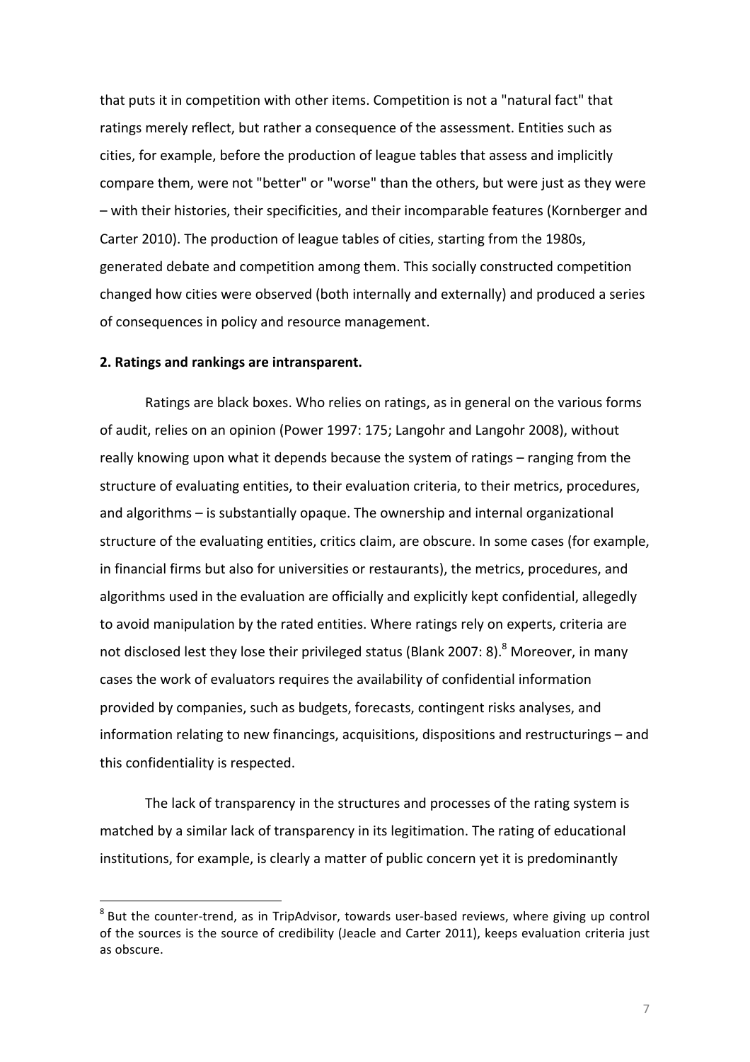that puts it in competition with other items. Competition is not a "natural fact" that ratings merely reflect, but rather a consequence of the assessment. Entities such as cities, for example, before the production of league tables that assess and implicitly compare them, were not "better" or "worse" than the others, but were just as they were – with their histories, their specificities, and their incomparable features (Kornberger and Carter 2010). The production of league tables of cities, starting from the 1980s, generated debate and competition among them. This socially constructed competition changed how cities were observed (both internally and externally) and produced a series of consequences in policy and resource management.

**2. Ratings and rankings are intransparent.**

Ratings are black boxes. Who relies on ratings, as in general on the various forms of audit, relies on an opinion (Power 1997: 175; Langohr and Langohr 2008), without really knowing upon what it depends because the system of ratings – ranging from the structure of evaluating entities, to their evaluation criteria, to their metrics, procedures, and algorithms – is substantially opaque. The ownership and internal organizational structure of the evaluating entities, critics claim, are obscure. In some cases (for example, in financial firms but also for universities or restaurants), the metrics, procedures, and algorithms used in the evaluation are officially and explicitly kept confidential, allegedly to avoid manipulation by the rated entities. Where ratings rely on experts, criteria are not disclosed lest they lose their privileged status (Blank 2007: 8).[8] Moreover, in many cases the work of evaluators requires the availability of confidential information provided by companies, such as budgets, forecasts, contingent risks analyses, and information relating to new financings, acquisitions, dispositions and restructurings – and this confidentiality is respected.

The lack of transparency in the structures and processes of the rating system is matched by a similar lack of transparency in its legitimation. The rating of educational institutions, for example, is clearly a matter of public concern yet it is predominantly

---

[8] But the counter-trend, as in TripAdvisor, towards user-based reviews, where giving up control of the sources is the source of credibility (Jeacle and Carter 2011), keeps evaluation criteria just as obscure.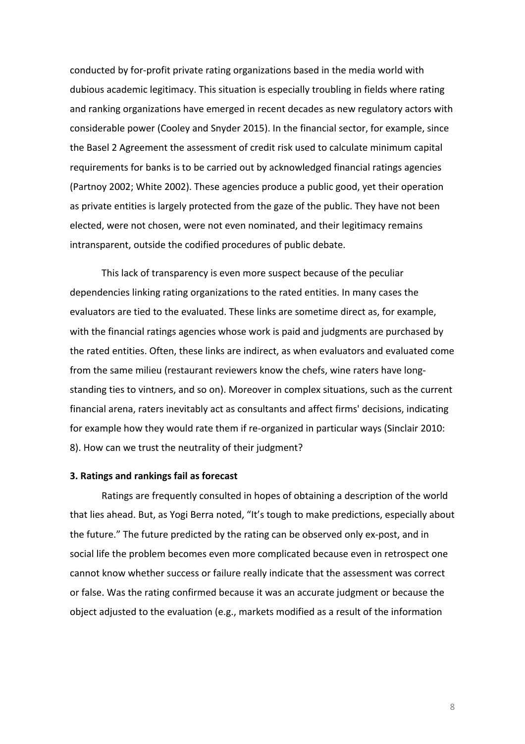conducted by for-profit private rating organizations based in the media world with dubious academic legitimacy. This situation is especially troubling in fields where rating and ranking organizations have emerged in recent decades as new regulatory actors with considerable power (Cooley and Snyder 2015). In the financial sector, for example, since the Basel 2 Agreement the assessment of credit risk used to calculate minimum capital requirements for banks is to be carried out by acknowledged financial ratings agencies (Partnoy 2002; White 2002). These agencies produce a public good, yet their operation as private entities is largely protected from the gaze of the public. They have not been elected, were not chosen, were not even nominated, and their legitimacy remains intransparent, outside the codified procedures of public debate.

This lack of transparency is even more suspect because of the peculiar dependencies linking rating organizations to the rated entities. In many cases the evaluators are tied to the evaluated. These links are sometime direct as, for example, with the financial ratings agencies whose work is paid and judgments are purchased by the rated entities. Often, these links are indirect, as when evaluators and evaluated come from the same milieu (restaurant reviewers know the chefs, wine raters have long-standing ties to vintners, and so on). Moreover in complex situations, such as the current financial arena, raters inevitably act as consultants and affect firms' decisions, indicating for example how they would rate them if re-organized in particular ways (Sinclair 2010: 8). How can we trust the neutrality of their judgment?

**3. Ratings and rankings fail as forecast**

Ratings are frequently consulted in hopes of obtaining a description of the world that lies ahead. But, as Yogi Berra noted, "It's tough to make predictions, especially about the future." The future predicted by the rating can be observed only ex-post, and in social life the problem becomes even more complicated because even in retrospect one cannot know whether success or failure really indicate that the assessment was correct or false. Was the rating confirmed because it was an accurate judgment or because the object adjusted to the evaluation (e.g., markets modified as a result of the information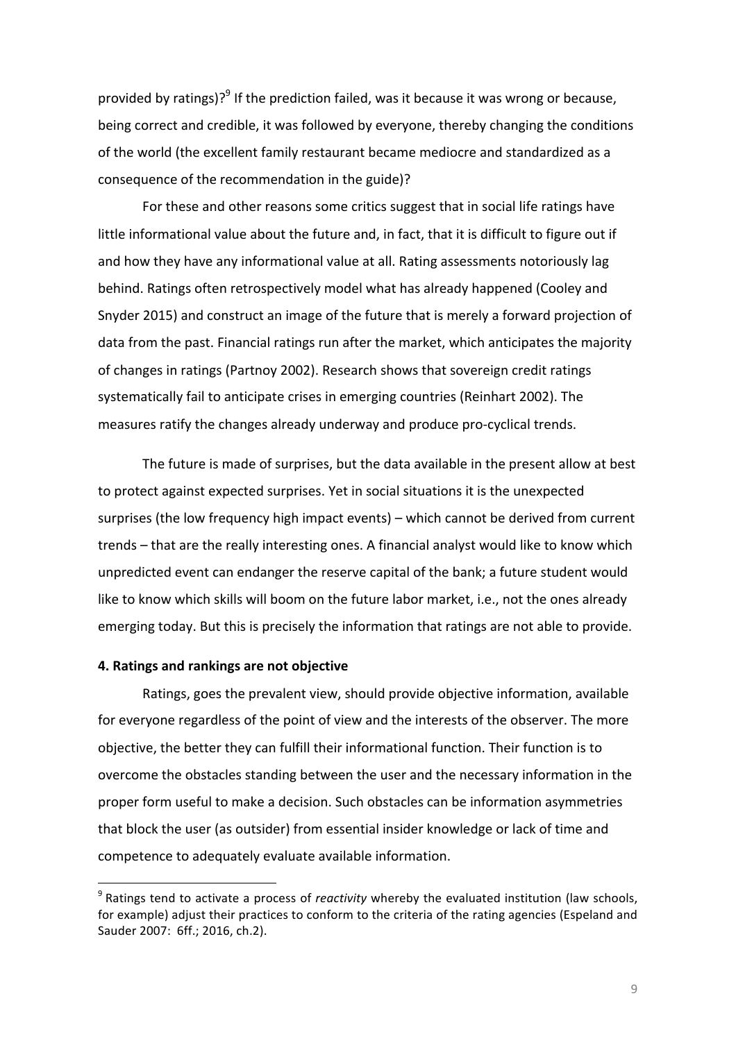provided by ratings)?[9] If the prediction failed, was it because it was wrong or because, being correct and credible, it was followed by everyone, thereby changing the conditions of the world (the excellent family restaurant became mediocre and standardized as a consequence of the recommendation in the guide)?

For these and other reasons some critics suggest that in social life ratings have little informational value about the future and, in fact, that it is difficult to figure out if and how they have any informational value at all. Rating assessments notoriously lag behind. Ratings often retrospectively model what has already happened (Cooley and Snyder 2015) and construct an image of the future that is merely a forward projection of data from the past. Financial ratings run after the market, which anticipates the majority of changes in ratings (Partnoy 2002). Research shows that sovereign credit ratings systematically fail to anticipate crises in emerging countries (Reinhart 2002). The measures ratify the changes already underway and produce pro-cyclical trends.

The future is made of surprises, but the data available in the present allow at best to protect against expected surprises. Yet in social situations it is the unexpected surprises (the low frequency high impact events) – which cannot be derived from current trends – that are the really interesting ones. A financial analyst would like to know which unpredicted event can endanger the reserve capital of the bank; a future student would like to know which skills will boom on the future labor market, i.e., not the ones already emerging today. But this is precisely the information that ratings are not able to provide.

### 4. Ratings and rankings are not objective

Ratings, goes the prevalent view, should provide objective information, available for everyone regardless of the point of view and the interests of the observer. The more objective, the better they can fulfill their informational function. Their function is to overcome the obstacles standing between the user and the necessary information in the proper form useful to make a decision. Such obstacles can be information asymmetries that block the user (as outsider) from essential insider knowledge or lack of time and competence to adequately evaluate available information.

---

[9] Ratings tend to activate a process of *reactivity* whereby the evaluated institution (law schools, for example) adjust their practices to conform to the criteria of the rating agencies (Espeland and Sauder 2007: 6ff.; 2016, ch.2).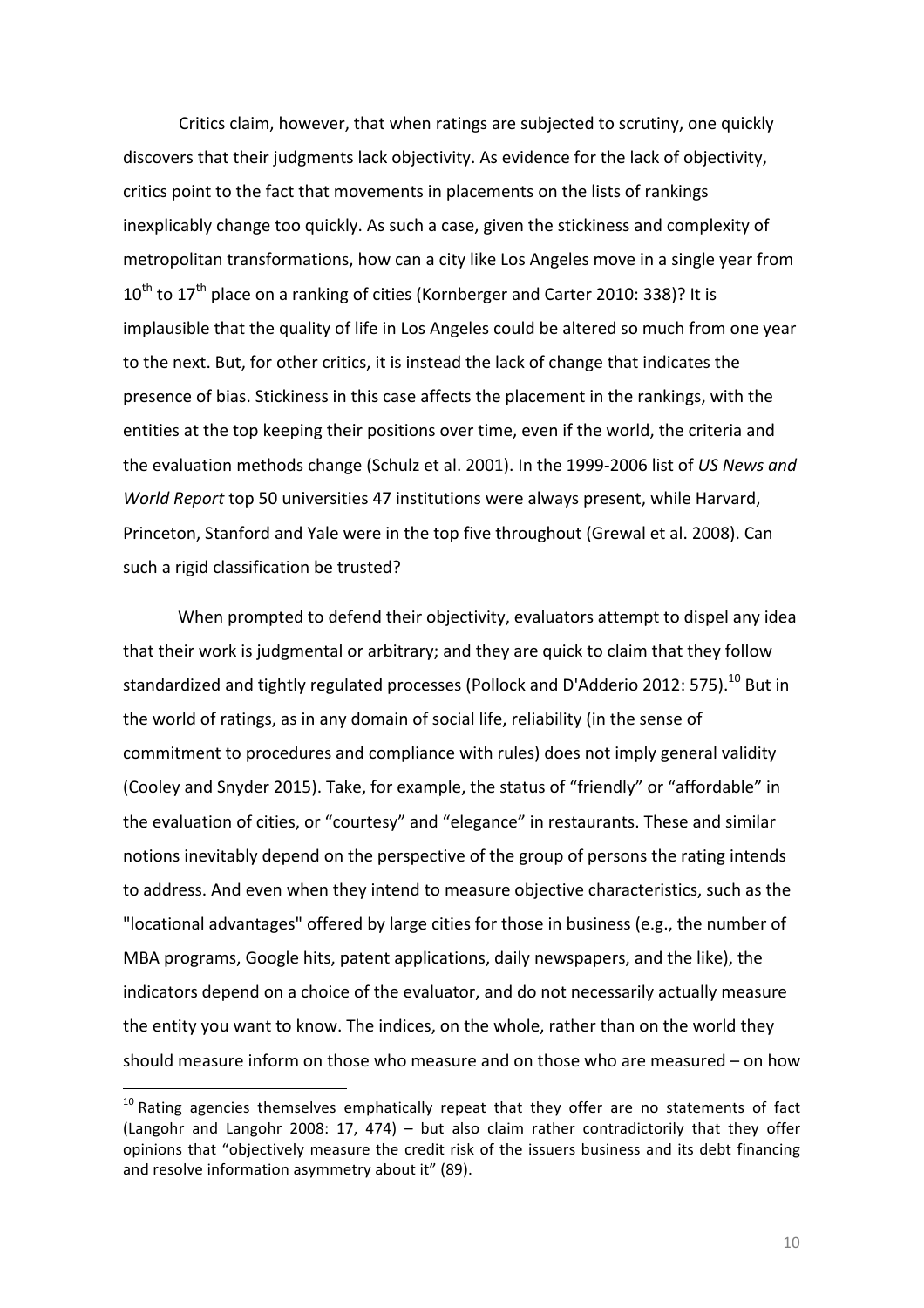Critics claim, however, that when ratings are subjected to scrutiny, one quickly discovers that their judgments lack objectivity. As evidence for the lack of objectivity, critics point to the fact that movements in placements on the lists of rankings inexplicably change too quickly. As such a case, given the stickiness and complexity of metropolitan transformations, how can a city like Los Angeles move in a single year from 10th to 17th place on a ranking of cities (Kornberger and Carter 2010: 338)? It is implausible that the quality of life in Los Angeles could be altered so much from one year to the next. But, for other critics, it is instead the lack of change that indicates the presence of bias. Stickiness in this case affects the placement in the rankings, with the entities at the top keeping their positions over time, even if the world, the criteria and the evaluation methods change (Schulz et al. 2001). In the 1999-2006 list of *US News and World Report* top 50 universities 47 institutions were always present, while Harvard, Princeton, Stanford and Yale were in the top five throughout (Grewal et al. 2008). Can such a rigid classification be trusted?

When prompted to defend their objectivity, evaluators attempt to dispel any idea that their work is judgmental or arbitrary; and they are quick to claim that they follow standardized and tightly regulated processes (Pollock and D'Adderio 2012: 575).[10] But in the world of ratings, as in any domain of social life, reliability (in the sense of commitment to procedures and compliance with rules) does not imply general validity (Cooley and Snyder 2015). Take, for example, the status of "friendly" or "affordable" in the evaluation of cities, or "courtesy" and "elegance" in restaurants. These and similar notions inevitably depend on the perspective of the group of persons the rating intends to address. And even when they intend to measure objective characteristics, such as the "locational advantages" offered by large cities for those in business (e.g., the number of MBA programs, Google hits, patent applications, daily newspapers, and the like), the indicators depend on a choice of the evaluator, and do not necessarily actually measure the entity you want to know. The indices, on the whole, rather than on the world they should measure inform on those who measure and on those who are measured – on how

[10] Rating agencies themselves emphatically repeat that they offer are no statements of fact (Langohr and Langohr 2008: 17, 474) – but also claim rather contradictorily that they offer opinions that "objectively measure the credit risk of the issuers business and its debt financing and resolve information asymmetry about it" (89).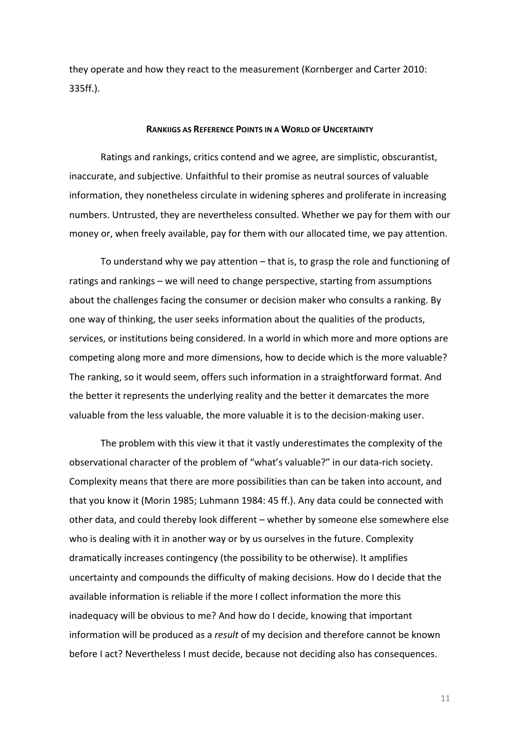they operate and how they react to the measurement (Kornberger and Carter 2010: 335ff.).

## RANKIIGS AS REFERENCE POINTS IN A WORLD OF UNCERTAINTY

Ratings and rankings, critics contend and we agree, are simplistic, obscurantist, inaccurate, and subjective. Unfaithful to their promise as neutral sources of valuable information, they nonetheless circulate in widening spheres and proliferate in increasing numbers. Untrusted, they are nevertheless consulted. Whether we pay for them with our money or, when freely available, pay for them with our allocated time, we pay attention.

To understand why we pay attention – that is, to grasp the role and functioning of ratings and rankings – we will need to change perspective, starting from assumptions about the challenges facing the consumer or decision maker who consults a ranking. By one way of thinking, the user seeks information about the qualities of the products, services, or institutions being considered. In a world in which more and more options are competing along more and more dimensions, how to decide which is the more valuable? The ranking, so it would seem, offers such information in a straightforward format. And the better it represents the underlying reality and the better it demarcates the more valuable from the less valuable, the more valuable it is to the decision-making user.

The problem with this view it that it vastly underestimates the complexity of the observational character of the problem of "what's valuable?" in our data-rich society. Complexity means that there are more possibilities than can be taken into account, and that you know it (Morin 1985; Luhmann 1984: 45 ff.). Any data could be connected with other data, and could thereby look different – whether by someone else somewhere else who is dealing with it in another way or by us ourselves in the future. Complexity dramatically increases contingency (the possibility to be otherwise). It amplifies uncertainty and compounds the difficulty of making decisions. How do I decide that the available information is reliable if the more I collect information the more this inadequacy will be obvious to me? And how do I decide, knowing that important information will be produced as a *result* of my decision and therefore cannot be known before I act? Nevertheless I must decide, because not deciding also has consequences.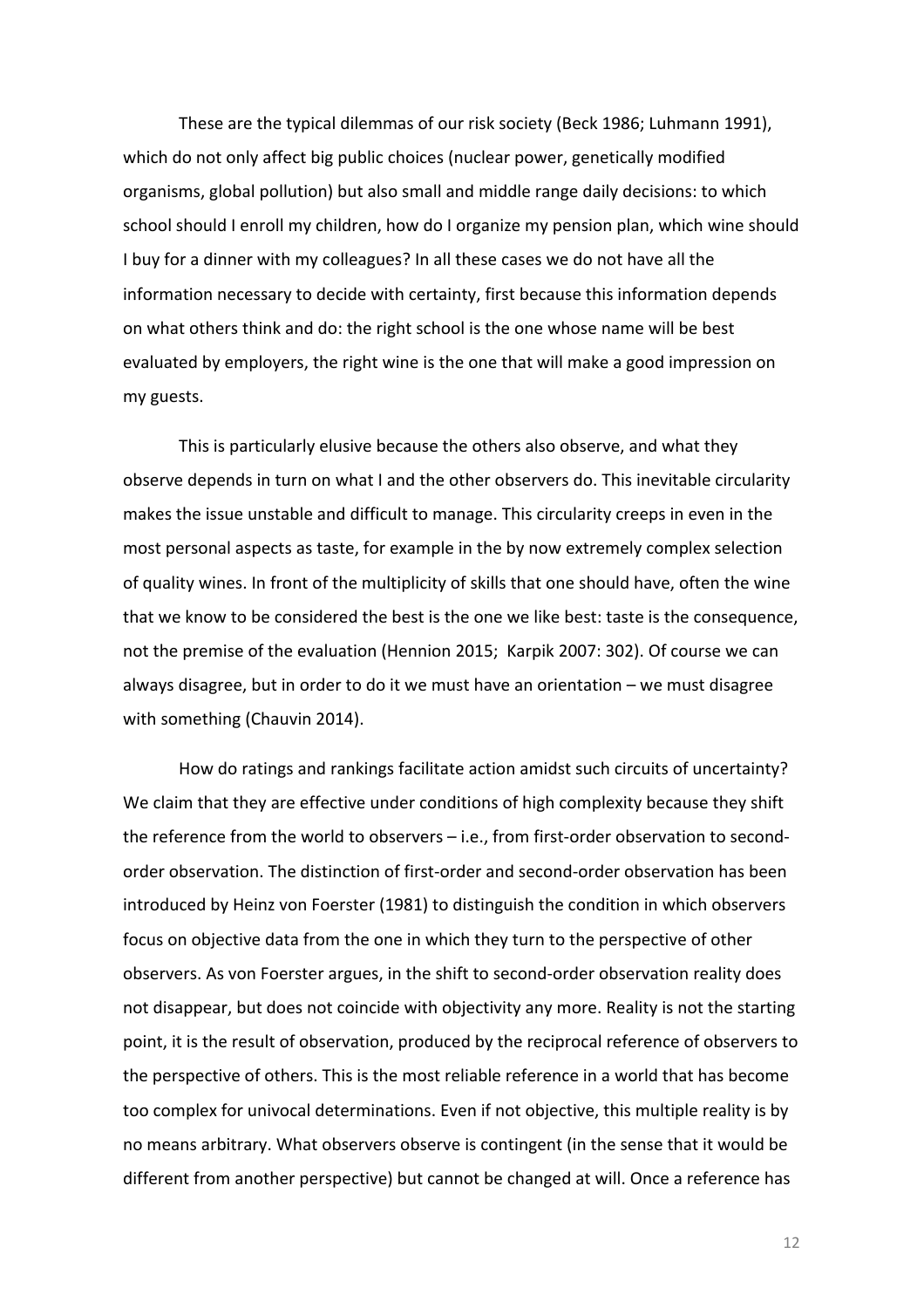These are the typical dilemmas of our risk society (Beck 1986; Luhmann 1991), which do not only affect big public choices (nuclear power, genetically modified organisms, global pollution) but also small and middle range daily decisions: to which school should I enroll my children, how do I organize my pension plan, which wine should I buy for a dinner with my colleagues? In all these cases we do not have all the information necessary to decide with certainty, first because this information depends on what others think and do: the right school is the one whose name will be best evaluated by employers, the right wine is the one that will make a good impression on my guests.

This is particularly elusive because the others also observe, and what they observe depends in turn on what I and the other observers do. This inevitable circularity makes the issue unstable and difficult to manage. This circularity creeps in even in the most personal aspects as taste, for example in the by now extremely complex selection of quality wines. In front of the multiplicity of skills that one should have, often the wine that we know to be considered the best is the one we like best: taste is the consequence, not the premise of the evaluation (Hennion 2015; Karpik 2007: 302). Of course we can always disagree, but in order to do it we must have an orientation – we must disagree with something (Chauvin 2014).

How do ratings and rankings facilitate action amidst such circuits of uncertainty? We claim that they are effective under conditions of high complexity because they shift the reference from the world to observers – i.e., from first-order observation to second-order observation. The distinction of first-order and second-order observation has been introduced by Heinz von Foerster (1981) to distinguish the condition in which observers focus on objective data from the one in which they turn to the perspective of other observers. As von Foerster argues, in the shift to second-order observation reality does not disappear, but does not coincide with objectivity any more. Reality is not the starting point, it is the result of observation, produced by the reciprocal reference of observers to the perspective of others. This is the most reliable reference in a world that has become too complex for univocal determinations. Even if not objective, this multiple reality is by no means arbitrary. What observers observe is contingent (in the sense that it would be different from another perspective) but cannot be changed at will. Once a reference has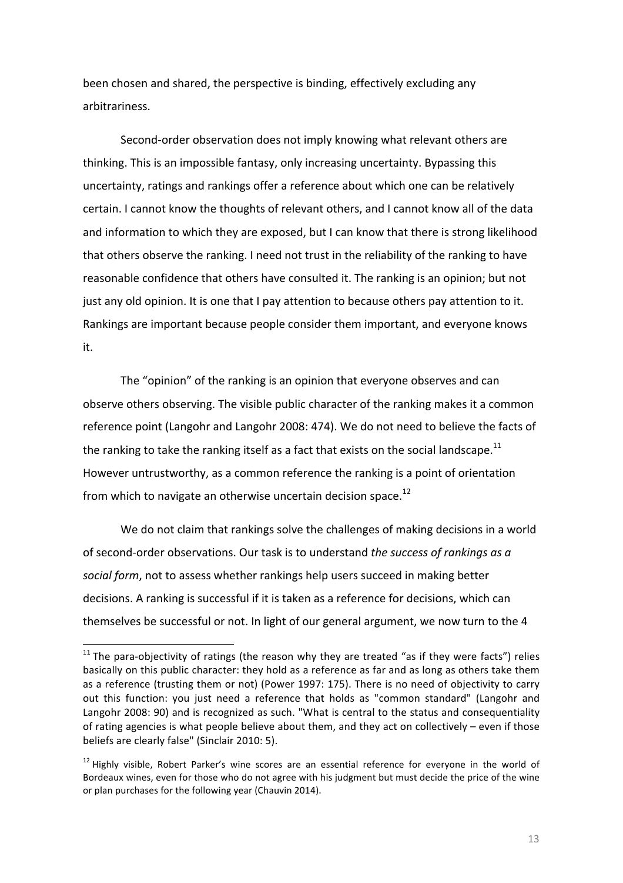been chosen and shared, the perspective is binding, effectively excluding any arbitrariness.

Second-order observation does not imply knowing what relevant others are thinking. This is an impossible fantasy, only increasing uncertainty. Bypassing this uncertainty, ratings and rankings offer a reference about which one can be relatively certain. I cannot know the thoughts of relevant others, and I cannot know all of the data and information to which they are exposed, but I can know that there is strong likelihood that others observe the ranking. I need not trust in the reliability of the ranking to have reasonable confidence that others have consulted it. The ranking is an opinion; but not just any old opinion. It is one that I pay attention to because others pay attention to it. Rankings are important because people consider them important, and everyone knows it.

The "opinion" of the ranking is an opinion that everyone observes and can observe others observing. The visible public character of the ranking makes it a common reference point (Langohr and Langohr 2008: 474). We do not need to believe the facts of the ranking to take the ranking itself as a fact that exists on the social landscape.[11] However untrustworthy, as a common reference the ranking is a point of orientation from which to navigate an otherwise uncertain decision space.[12]

We do not claim that rankings solve the challenges of making decisions in a world of second-order observations. Our task is to understand *the success of rankings as a social form*, not to assess whether rankings help users succeed in making better decisions. A ranking is successful if it is taken as a reference for decisions, which can themselves be successful or not. In light of our general argument, we now turn to the 4

---

[11] The para-objectivity of ratings (the reason why they are treated "as if they were facts") relies basically on this public character: they hold as a reference as far and as long as others take them as a reference (trusting them or not) (Power 1997: 175). There is no need of objectivity to carry out this function: you just need a reference that holds as "common standard" (Langohr and Langohr 2008: 90) and is recognized as such. "What is central to the status and consequentiality of rating agencies is what people believe about them, and they act on collectively – even if those beliefs are clearly false" (Sinclair 2010: 5).

[12] Highly visible, Robert Parker's wine scores are an essential reference for everyone in the world of Bordeaux wines, even for those who do not agree with his judgment but must decide the price of the wine or plan purchases for the following year (Chauvin 2014).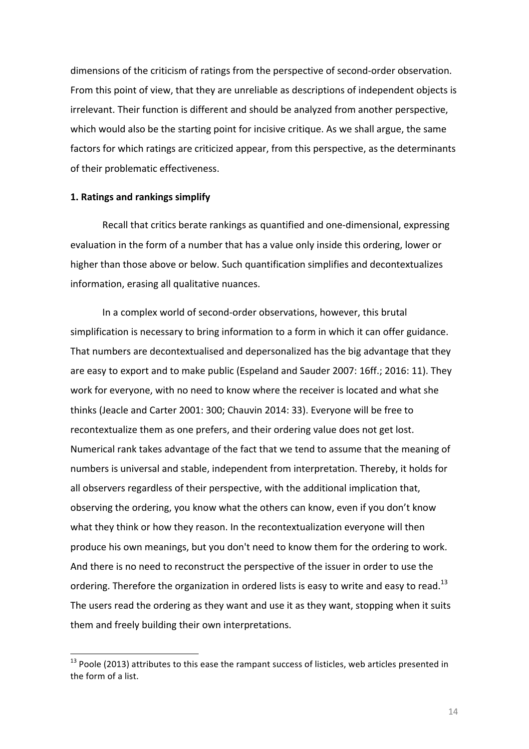dimensions of the criticism of ratings from the perspective of second-order observation. From this point of view, that they are unreliable as descriptions of independent objects is irrelevant. Their function is different and should be analyzed from another perspective, which would also be the starting point for incisive critique. As we shall argue, the same factors for which ratings are criticized appear, from this perspective, as the determinants of their problematic effectiveness.

**1. Ratings and rankings simplify**

Recall that critics berate rankings as quantified and one-dimensional, expressing evaluation in the form of a number that has a value only inside this ordering, lower or higher than those above or below. Such quantification simplifies and decontextualizes information, erasing all qualitative nuances.

In a complex world of second-order observations, however, this brutal simplification is necessary to bring information to a form in which it can offer guidance. That numbers are decontextualised and depersonalized has the big advantage that they are easy to export and to make public (Espeland and Sauder 2007: 16ff.; 2016: 11). They work for everyone, with no need to know where the receiver is located and what she thinks (Jeacle and Carter 2001: 300; Chauvin 2014: 33). Everyone will be free to recontextualize them as one prefers, and their ordering value does not get lost. Numerical rank takes advantage of the fact that we tend to assume that the meaning of numbers is universal and stable, independent from interpretation. Thereby, it holds for all observers regardless of their perspective, with the additional implication that, observing the ordering, you know what the others can know, even if you don't know what they think or how they reason. In the recontextualization everyone will then produce his own meanings, but you don't need to know them for the ordering to work. And there is no need to reconstruct the perspective of the issuer in order to use the ordering. Therefore the organization in ordered lists is easy to write and easy to read.[13] The users read the ordering as they want and use it as they want, stopping when it suits them and freely building their own interpretations.

[13] Poole (2013) attributes to this ease the rampant success of listicles, web articles presented in the form of a list.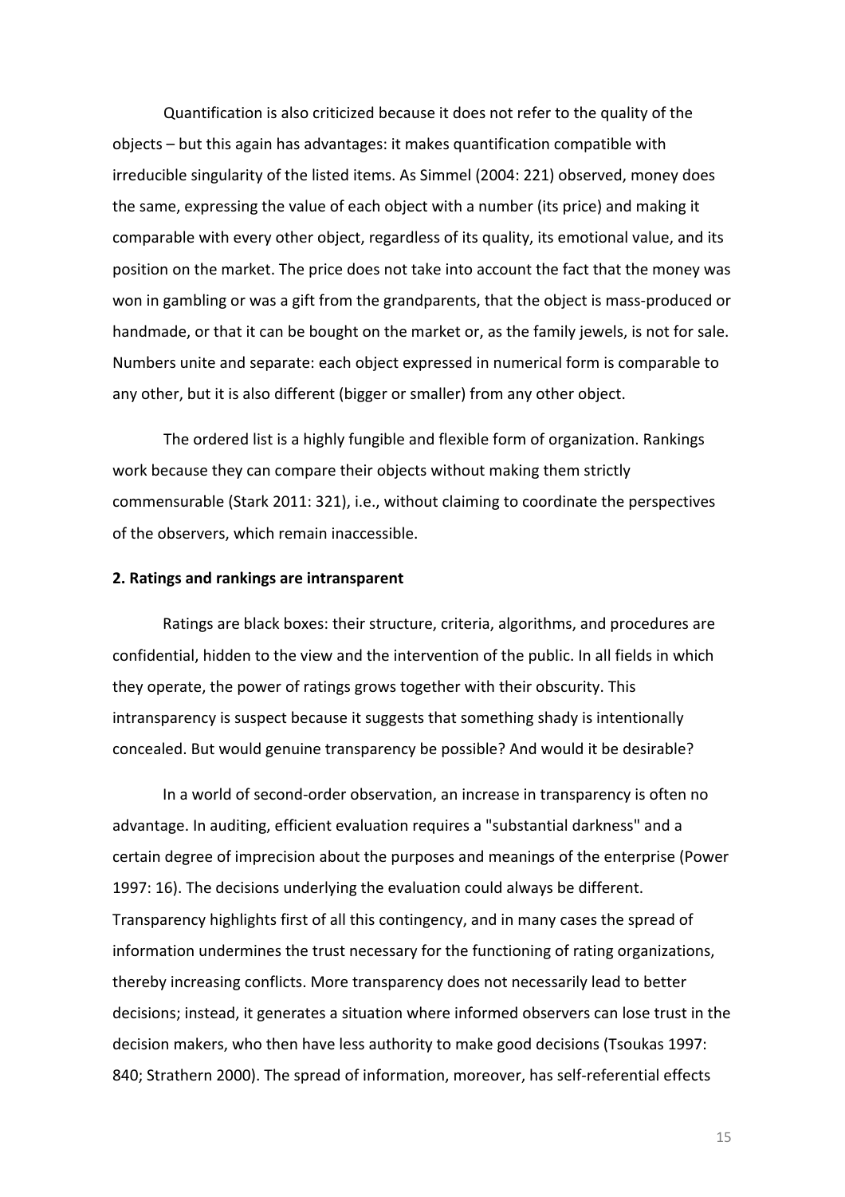Quantification is also criticized because it does not refer to the quality of the objects – but this again has advantages: it makes quantification compatible with irreducible singularity of the listed items. As Simmel (2004: 221) observed, money does the same, expressing the value of each object with a number (its price) and making it comparable with every other object, regardless of its quality, its emotional value, and its position on the market. The price does not take into account the fact that the money was won in gambling or was a gift from the grandparents, that the object is mass-produced or handmade, or that it can be bought on the market or, as the family jewels, is not for sale. Numbers unite and separate: each object expressed in numerical form is comparable to any other, but it is also different (bigger or smaller) from any other object.

The ordered list is a highly fungible and flexible form of organization. Rankings work because they can compare their objects without making them strictly commensurable (Stark 2011: 321), i.e., without claiming to coordinate the perspectives of the observers, which remain inaccessible.

**2. Ratings and rankings are intransparent**

Ratings are black boxes: their structure, criteria, algorithms, and procedures are confidential, hidden to the view and the intervention of the public. In all fields in which they operate, the power of ratings grows together with their obscurity. This intransparency is suspect because it suggests that something shady is intentionally concealed. But would genuine transparency be possible? And would it be desirable?

In a world of second-order observation, an increase in transparency is often no advantage. In auditing, efficient evaluation requires a "substantial darkness" and a certain degree of imprecision about the purposes and meanings of the enterprise (Power 1997: 16). The decisions underlying the evaluation could always be different. Transparency highlights first of all this contingency, and in many cases the spread of information undermines the trust necessary for the functioning of rating organizations, thereby increasing conflicts. More transparency does not necessarily lead to better decisions; instead, it generates a situation where informed observers can lose trust in the decision makers, who then have less authority to make good decisions (Tsoukas 1997: 840; Strathern 2000). The spread of information, moreover, has self-referential effects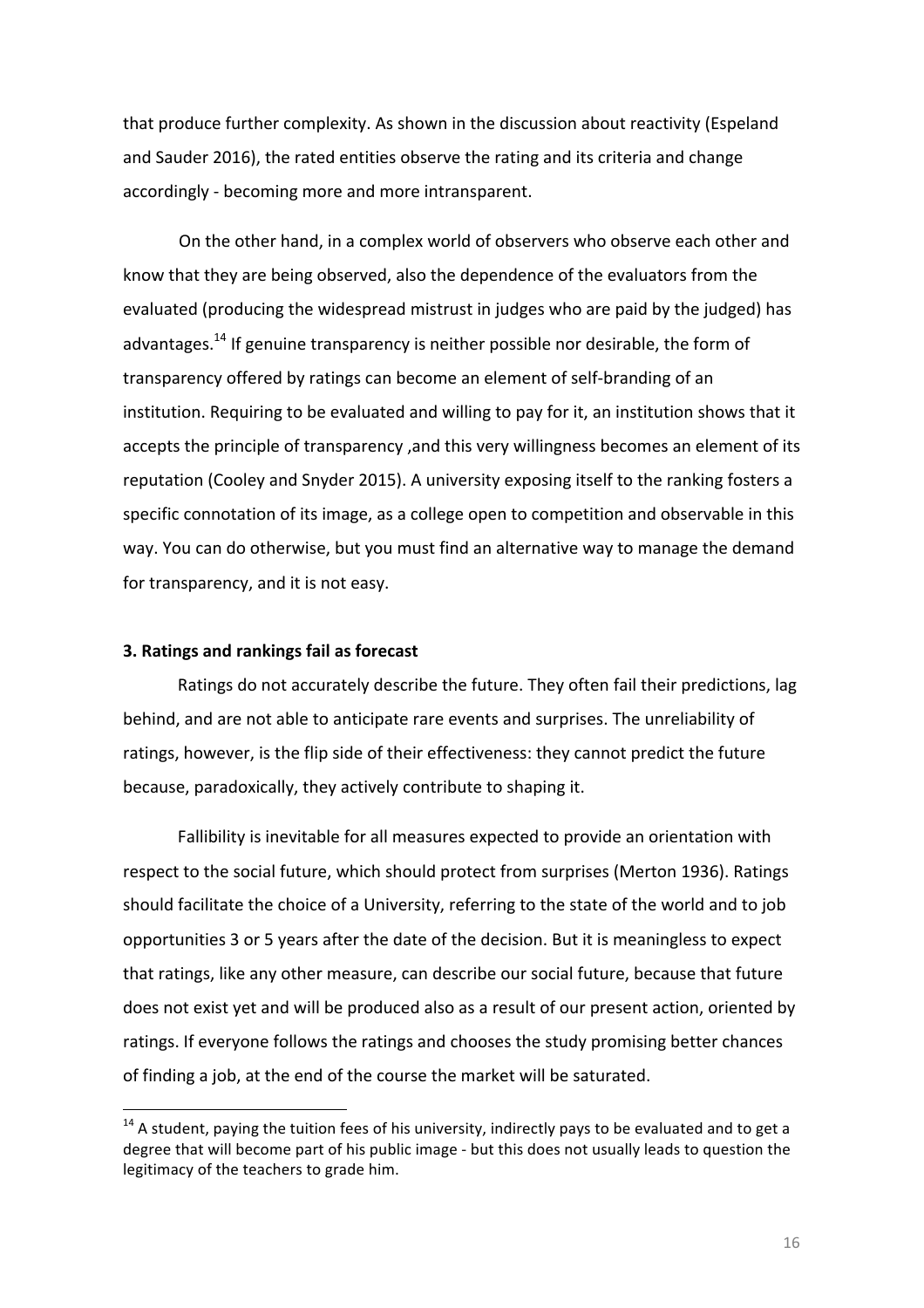that produce further complexity. As shown in the discussion about reactivity (Espeland and Sauder 2016), the rated entities observe the rating and its criteria and change accordingly - becoming more and more intransparent.

On the other hand, in a complex world of observers who observe each other and know that they are being observed, also the dependence of the evaluators from the evaluated (producing the widespread mistrust in judges who are paid by the judged) has advantages.[14] If genuine transparency is neither possible nor desirable, the form of transparency offered by ratings can become an element of self-branding of an institution. Requiring to be evaluated and willing to pay for it, an institution shows that it accepts the principle of transparency ,and this very willingness becomes an element of its reputation (Cooley and Snyder 2015). A university exposing itself to the ranking fosters a specific connotation of its image, as a college open to competition and observable in this way. You can do otherwise, but you must find an alternative way to manage the demand for transparency, and it is not easy.

### 3. Ratings and rankings fail as forecast

Ratings do not accurately describe the future. They often fail their predictions, lag behind, and are not able to anticipate rare events and surprises. The unreliability of ratings, however, is the flip side of their effectiveness: they cannot predict the future because, paradoxically, they actively contribute to shaping it.

Fallibility is inevitable for all measures expected to provide an orientation with respect to the social future, which should protect from surprises (Merton 1936). Ratings should facilitate the choice of a University, referring to the state of the world and to job opportunities 3 or 5 years after the date of the decision. But it is meaningless to expect that ratings, like any other measure, can describe our social future, because that future does not exist yet and will be produced also as a result of our present action, oriented by ratings. If everyone follows the ratings and chooses the study promising better chances of finding a job, at the end of the course the market will be saturated.

---

[14] A student, paying the tuition fees of his university, indirectly pays to be evaluated and to get a degree that will become part of his public image - but this does not usually leads to question the legitimacy of the teachers to grade him.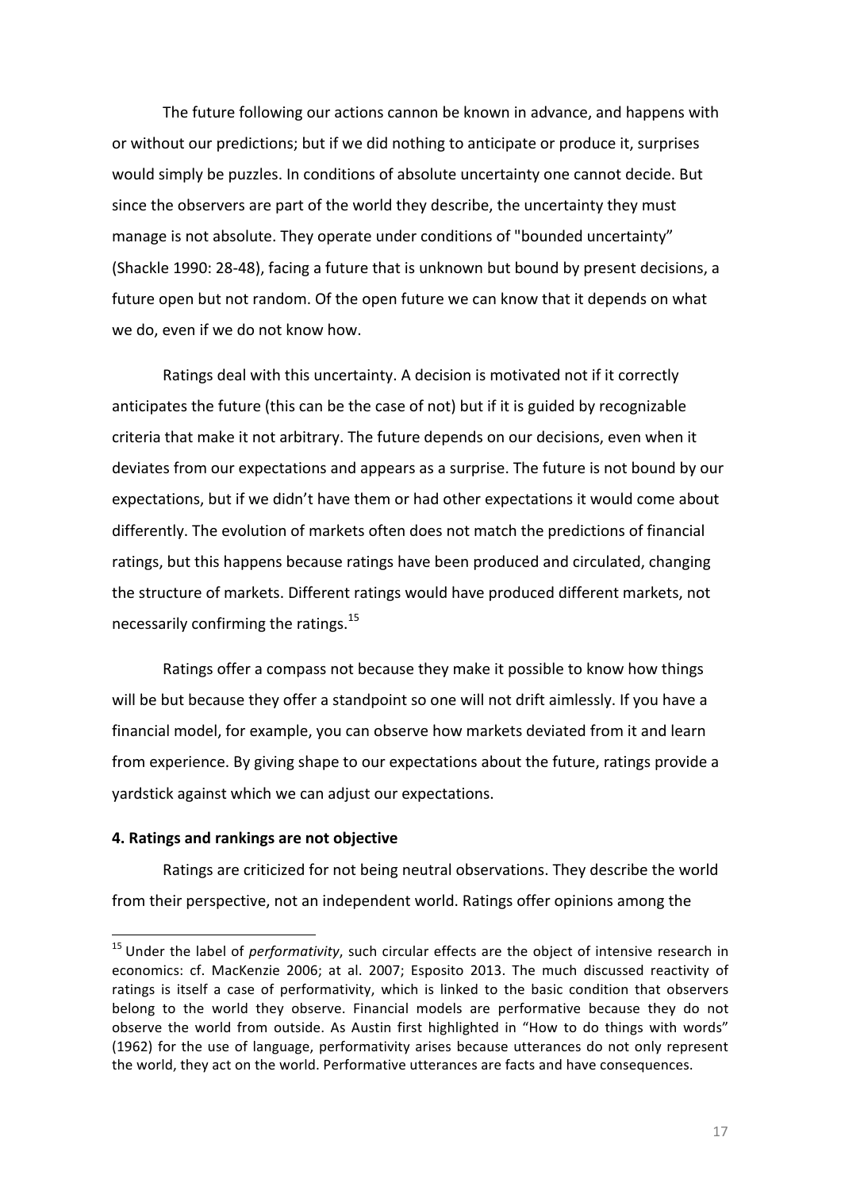The future following our actions cannon be known in advance, and happens with or without our predictions; but if we did nothing to anticipate or produce it, surprises would simply be puzzles. In conditions of absolute uncertainty one cannot decide. But since the observers are part of the world they describe, the uncertainty they must manage is not absolute. They operate under conditions of "bounded uncertainty" (Shackle 1990: 28-48), facing a future that is unknown but bound by present decisions, a future open but not random. Of the open future we can know that it depends on what we do, even if we do not know how.

Ratings deal with this uncertainty. A decision is motivated not if it correctly anticipates the future (this can be the case of not) but if it is guided by recognizable criteria that make it not arbitrary. The future depends on our decisions, even when it deviates from our expectations and appears as a surprise. The future is not bound by our expectations, but if we didn't have them or had other expectations it would come about differently. The evolution of markets often does not match the predictions of financial ratings, but this happens because ratings have been produced and circulated, changing the structure of markets. Different ratings would have produced different markets, not necessarily confirming the ratings.[15]

Ratings offer a compass not because they make it possible to know how things will be but because they offer a standpoint so one will not drift aimlessly. If you have a financial model, for example, you can observe how markets deviated from it and learn from experience. By giving shape to our expectations about the future, ratings provide a yardstick against which we can adjust our expectations.

**4. Ratings and rankings are not objective**

Ratings are criticized for not being neutral observations. They describe the world from their perspective, not an independent world. Ratings offer opinions among the

[15] Under the label of *performativity*, such circular effects are the object of intensive research in economics: cf. MacKenzie 2006; at al. 2007; Esposito 2013. The much discussed reactivity of ratings is itself a case of performativity, which is linked to the basic condition that observers belong to the world they observe. Financial models are performative because they do not observe the world from outside. As Austin first highlighted in "How to do things with words" (1962) for the use of language, performativity arises because utterances do not only represent the world, they act on the world. Performative utterances are facts and have consequences.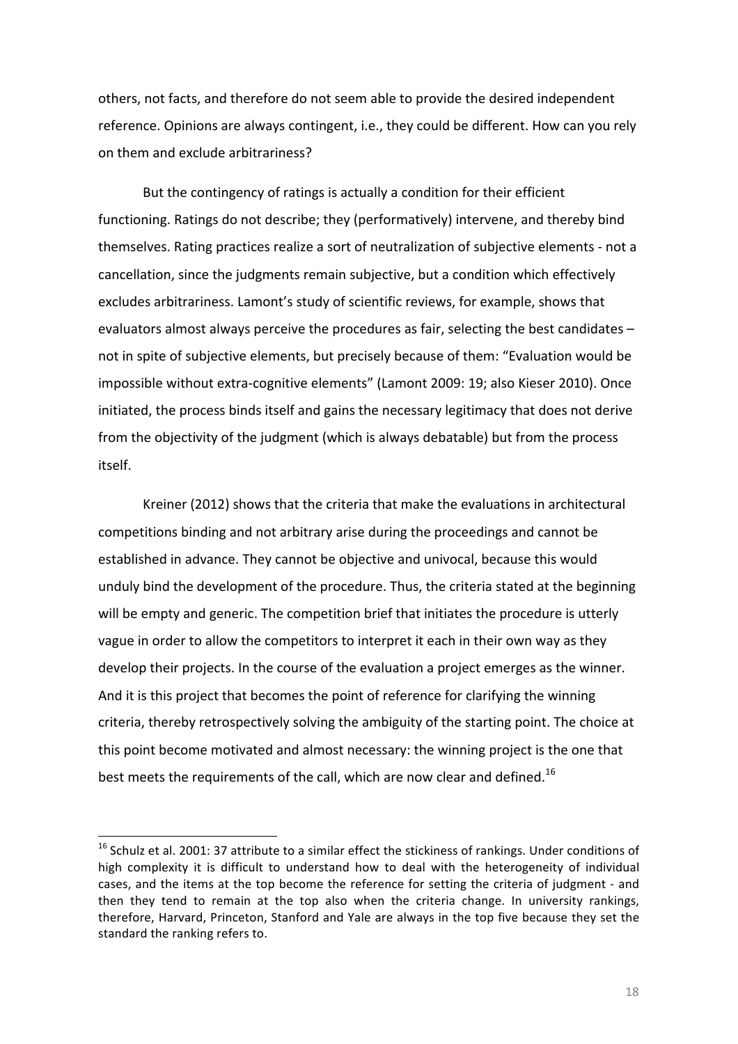others, not facts, and therefore do not seem able to provide the desired independent reference. Opinions are always contingent, i.e., they could be different. How can you rely on them and exclude arbitrariness?

But the contingency of ratings is actually a condition for their efficient functioning. Ratings do not describe; they (performatively) intervene, and thereby bind themselves. Rating practices realize a sort of neutralization of subjective elements - not a cancellation, since the judgments remain subjective, but a condition which effectively excludes arbitrariness. Lamont's study of scientific reviews, for example, shows that evaluators almost always perceive the procedures as fair, selecting the best candidates – not in spite of subjective elements, but precisely because of them: "Evaluation would be impossible without extra-cognitive elements" (Lamont 2009: 19; also Kieser 2010). Once initiated, the process binds itself and gains the necessary legitimacy that does not derive from the objectivity of the judgment (which is always debatable) but from the process itself.

Kreiner (2012) shows that the criteria that make the evaluations in architectural competitions binding and not arbitrary arise during the proceedings and cannot be established in advance. They cannot be objective and univocal, because this would unduly bind the development of the procedure. Thus, the criteria stated at the beginning will be empty and generic. The competition brief that initiates the procedure is utterly vague in order to allow the competitors to interpret it each in their own way as they develop their projects. In the course of the evaluation a project emerges as the winner. And it is this project that becomes the point of reference for clarifying the winning criteria, thereby retrospectively solving the ambiguity of the starting point. The choice at this point become motivated and almost necessary: the winning project is the one that best meets the requirements of the call, which are now clear and defined.[16]

---

[16] Schulz et al. 2001: 37 attribute to a similar effect the stickiness of rankings. Under conditions of high complexity it is difficult to understand how to deal with the heterogeneity of individual cases, and the items at the top become the reference for setting the criteria of judgment - and then they tend to remain at the top also when the criteria change. In university rankings, therefore, Harvard, Princeton, Stanford and Yale are always in the top five because they set the standard the ranking refers to.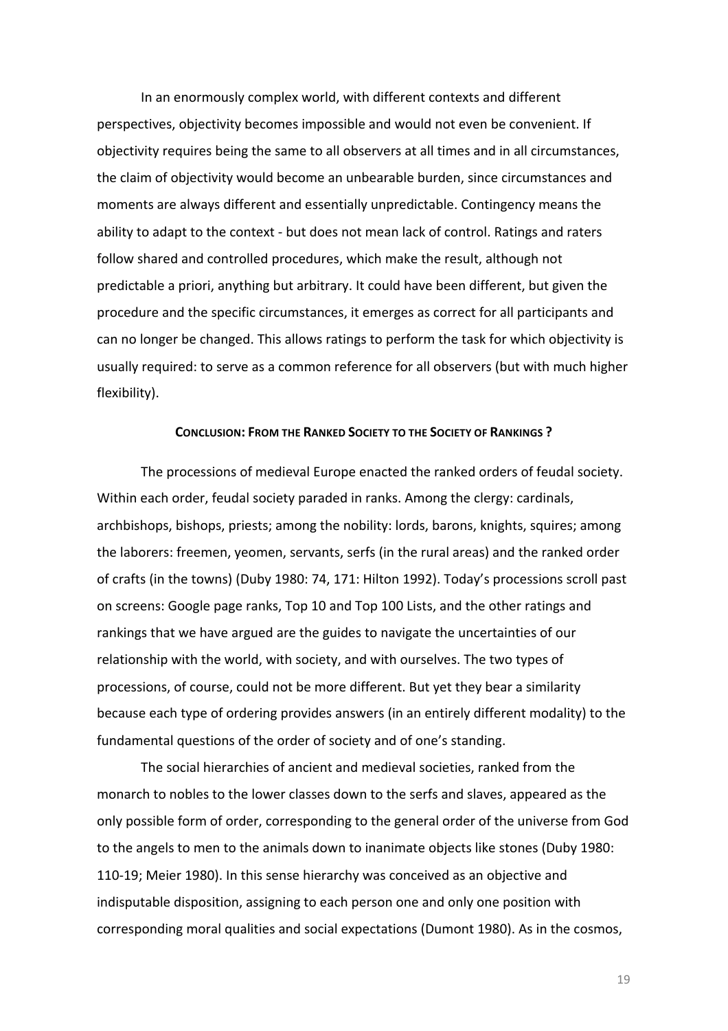In an enormously complex world, with different contexts and different perspectives, objectivity becomes impossible and would not even be convenient. If objectivity requires being the same to all observers at all times and in all circumstances, the claim of objectivity would become an unbearable burden, since circumstances and moments are always different and essentially unpredictable. Contingency means the ability to adapt to the context - but does not mean lack of control. Ratings and raters follow shared and controlled procedures, which make the result, although not predictable a priori, anything but arbitrary. It could have been different, but given the procedure and the specific circumstances, it emerges as correct for all participants and can no longer be changed. This allows ratings to perform the task for which objectivity is usually required: to serve as a common reference for all observers (but with much higher flexibility).

## Conclusion: From the Ranked Society to the Society of Rankings ?

The processions of medieval Europe enacted the ranked orders of feudal society. Within each order, feudal society paraded in ranks. Among the clergy: cardinals, archbishops, bishops, priests; among the nobility: lords, barons, knights, squires; among the laborers: freemen, yeomen, servants, serfs (in the rural areas) and the ranked order of crafts (in the towns) (Duby 1980: 74, 171: Hilton 1992). Today's processions scroll past on screens: Google page ranks, Top 10 and Top 100 Lists, and the other ratings and rankings that we have argued are the guides to navigate the uncertainties of our relationship with the world, with society, and with ourselves. The two types of processions, of course, could not be more different. But yet they bear a similarity because each type of ordering provides answers (in an entirely different modality) to the fundamental questions of the order of society and of one's standing.

The social hierarchies of ancient and medieval societies, ranked from the monarch to nobles to the lower classes down to the serfs and slaves, appeared as the only possible form of order, corresponding to the general order of the universe from God to the angels to men to the animals down to inanimate objects like stones (Duby 1980: 110-19; Meier 1980). In this sense hierarchy was conceived as an objective and indisputable disposition, assigning to each person one and only one position with corresponding moral qualities and social expectations (Dumont 1980). As in the cosmos,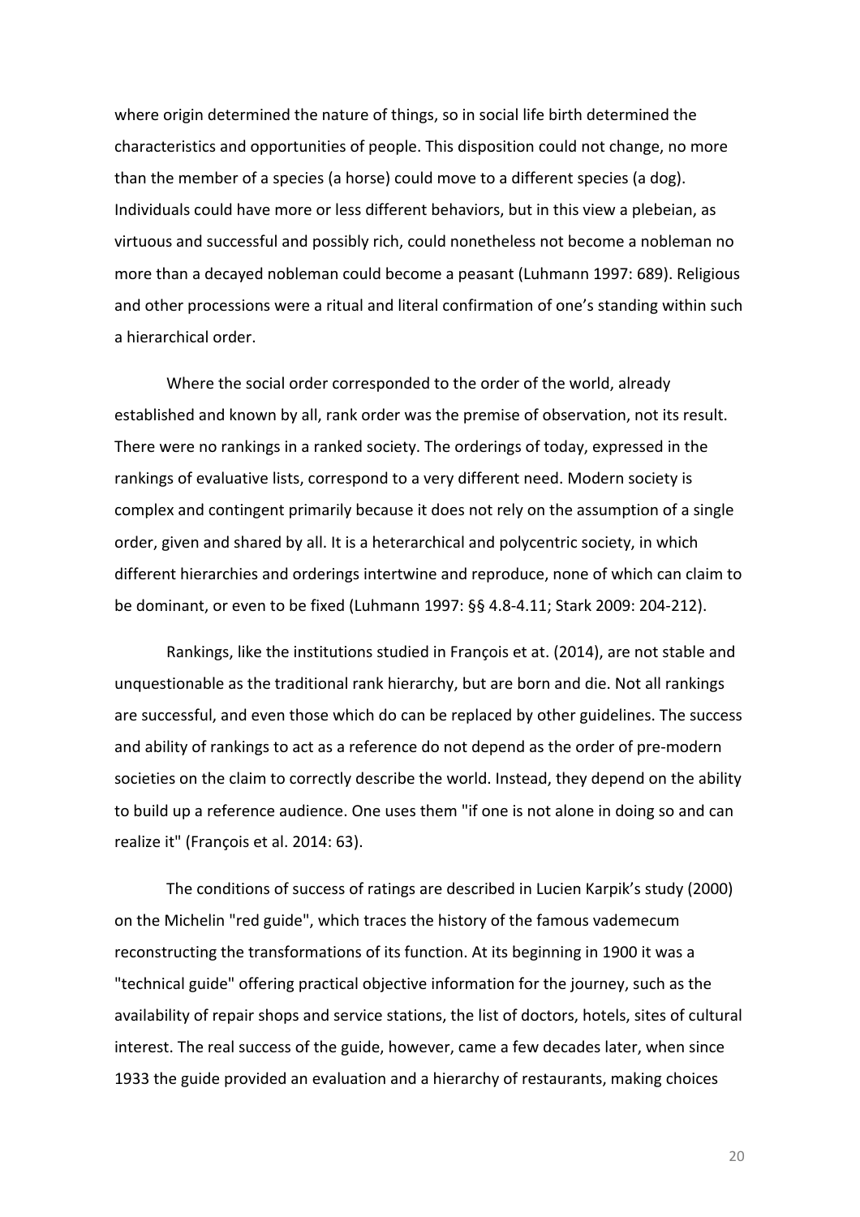where origin determined the nature of things, so in social life birth determined the characteristics and opportunities of people. This disposition could not change, no more than the member of a species (a horse) could move to a different species (a dog). Individuals could have more or less different behaviors, but in this view a plebeian, as virtuous and successful and possibly rich, could nonetheless not become a nobleman no more than a decayed nobleman could become a peasant (Luhmann 1997: 689). Religious and other processions were a ritual and literal confirmation of one's standing within such a hierarchical order.

Where the social order corresponded to the order of the world, already established and known by all, rank order was the premise of observation, not its result. There were no rankings in a ranked society. The orderings of today, expressed in the rankings of evaluative lists, correspond to a very different need. Modern society is complex and contingent primarily because it does not rely on the assumption of a single order, given and shared by all. It is a heterarchical and polycentric society, in which different hierarchies and orderings intertwine and reproduce, none of which can claim to be dominant, or even to be fixed (Luhmann 1997: §§ 4.8-4.11; Stark 2009: 204-212).

Rankings, like the institutions studied in François et at. (2014), are not stable and unquestionable as the traditional rank hierarchy, but are born and die. Not all rankings are successful, and even those which do can be replaced by other guidelines. The success and ability of rankings to act as a reference do not depend as the order of pre-modern societies on the claim to correctly describe the world. Instead, they depend on the ability to build up a reference audience. One uses them "if one is not alone in doing so and can realize it" (François et al. 2014: 63).

The conditions of success of ratings are described in Lucien Karpik's study (2000) on the Michelin "red guide", which traces the history of the famous vademecum reconstructing the transformations of its function. At its beginning in 1900 it was a "technical guide" offering practical objective information for the journey, such as the availability of repair shops and service stations, the list of doctors, hotels, sites of cultural interest. The real success of the guide, however, came a few decades later, when since 1933 the guide provided an evaluation and a hierarchy of restaurants, making choices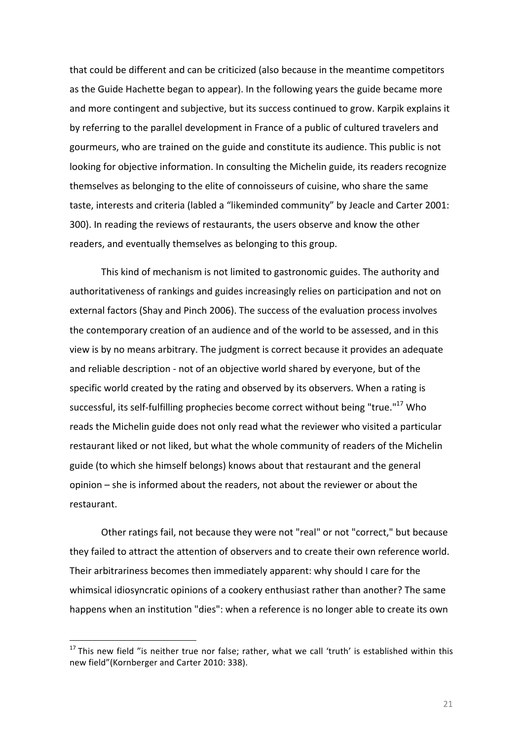that could be different and can be criticized (also because in the meantime competitors as the Guide Hachette began to appear). In the following years the guide became more and more contingent and subjective, but its success continued to grow. Karpik explains it by referring to the parallel development in France of a public of cultured travelers and gourmeurs, who are trained on the guide and constitute its audience. This public is not looking for objective information. In consulting the Michelin guide, its readers recognize themselves as belonging to the elite of connoisseurs of cuisine, who share the same taste, interests and criteria (labled a "likeminded community" by Jeacle and Carter 2001: 300). In reading the reviews of restaurants, the users observe and know the other readers, and eventually themselves as belonging to this group.

This kind of mechanism is not limited to gastronomic guides. The authority and authoritativeness of rankings and guides increasingly relies on participation and not on external factors (Shay and Pinch 2006). The success of the evaluation process involves the contemporary creation of an audience and of the world to be assessed, and in this view is by no means arbitrary. The judgment is correct because it provides an adequate and reliable description - not of an objective world shared by everyone, but of the specific world created by the rating and observed by its observers. When a rating is successful, its self-fulfilling prophecies become correct without being "true."[17] Who reads the Michelin guide does not only read what the reviewer who visited a particular restaurant liked or not liked, but what the whole community of readers of the Michelin guide (to which she himself belongs) knows about that restaurant and the general opinion – she is informed about the readers, not about the reviewer or about the restaurant.

Other ratings fail, not because they were not "real" or not "correct," but because they failed to attract the attention of observers and to create their own reference world. Their arbitrariness becomes then immediately apparent: why should I care for the whimsical idiosyncratic opinions of a cookery enthusiast rather than another? The same happens when an institution "dies": when a reference is no longer able to create its own

---

[17] This new field "is neither true nor false; rather, what we call 'truth' is established within this new field"(Kornberger and Carter 2010: 338).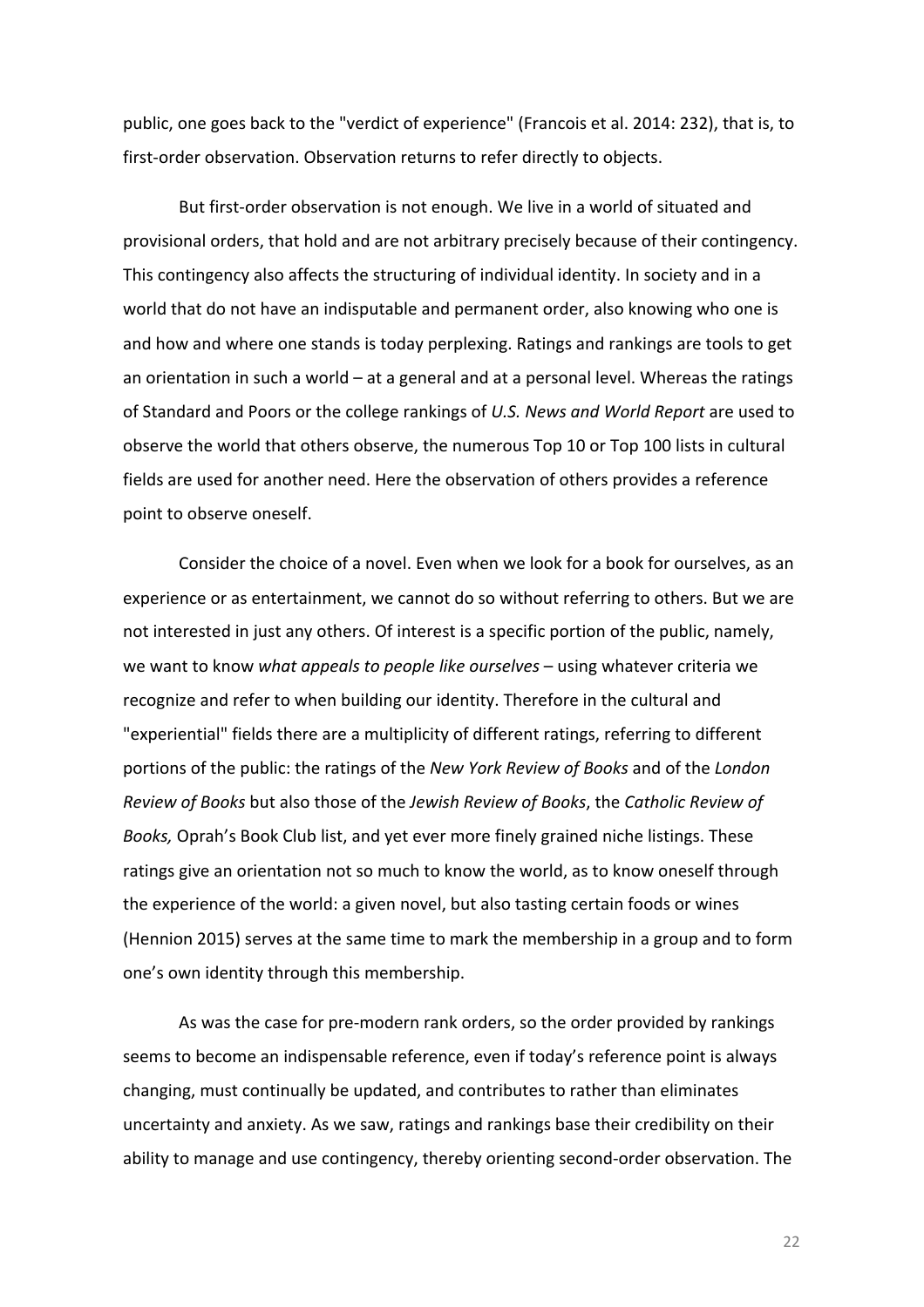public, one goes back to the "verdict of experience" (Francois et al. 2014: 232), that is, to first-order observation. Observation returns to refer directly to objects.

But first-order observation is not enough. We live in a world of situated and provisional orders, that hold and are not arbitrary precisely because of their contingency. This contingency also affects the structuring of individual identity. In society and in a world that do not have an indisputable and permanent order, also knowing who one is and how and where one stands is today perplexing. Ratings and rankings are tools to get an orientation in such a world – at a general and at a personal level. Whereas the ratings of Standard and Poors or the college rankings of *U.S. News and World Report* are used to observe the world that others observe, the numerous Top 10 or Top 100 lists in cultural fields are used for another need. Here the observation of others provides a reference point to observe oneself.

Consider the choice of a novel. Even when we look for a book for ourselves, as an experience or as entertainment, we cannot do so without referring to others. But we are not interested in just any others. Of interest is a specific portion of the public, namely, we want to know *what appeals to people like ourselves* – using whatever criteria we recognize and refer to when building our identity. Therefore in the cultural and "experiential" fields there are a multiplicity of different ratings, referring to different portions of the public: the ratings of the *New York Review of Books* and of the *London Review of Books* but also those of the *Jewish Review of Books*, the *Catholic Review of Books,* Oprah's Book Club list, and yet ever more finely grained niche listings. These ratings give an orientation not so much to know the world, as to know oneself through the experience of the world: a given novel, but also tasting certain foods or wines (Hennion 2015) serves at the same time to mark the membership in a group and to form one's own identity through this membership.

As was the case for pre-modern rank orders, so the order provided by rankings seems to become an indispensable reference, even if today's reference point is always changing, must continually be updated, and contributes to rather than eliminates uncertainty and anxiety. As we saw, ratings and rankings base their credibility on their ability to manage and use contingency, thereby orienting second-order observation. The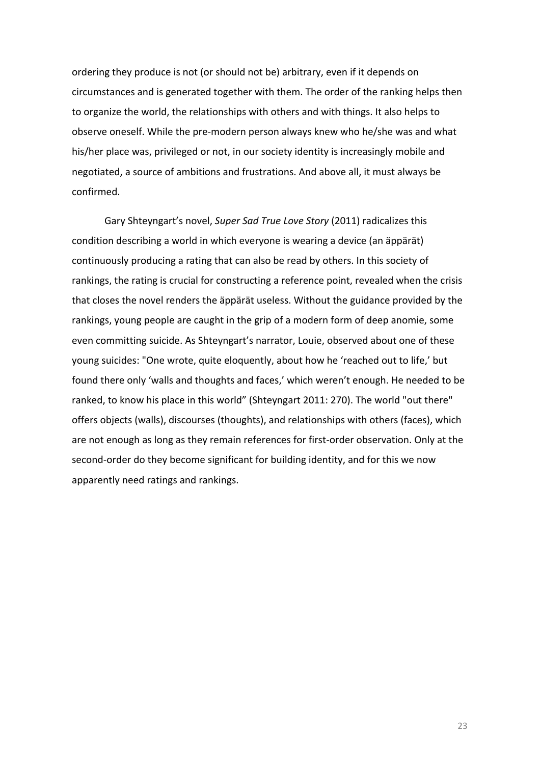ordering they produce is not (or should not be) arbitrary, even if it depends on circumstances and is generated together with them. The order of the ranking helps then to organize the world, the relationships with others and with things. It also helps to observe oneself. While the pre-modern person always knew who he/she was and what his/her place was, privileged or not, in our society identity is increasingly mobile and negotiated, a source of ambitions and frustrations. And above all, it must always be confirmed.

Gary Shteyngart's novel, *Super Sad True Love Story* (2011) radicalizes this condition describing a world in which everyone is wearing a device (an äppärät) continuously producing a rating that can also be read by others. In this society of rankings, the rating is crucial for constructing a reference point, revealed when the crisis that closes the novel renders the äppärät useless. Without the guidance provided by the rankings, young people are caught in the grip of a modern form of deep anomie, some even committing suicide. As Shteyngart's narrator, Louie, observed about one of these young suicides: "One wrote, quite eloquently, about how he 'reached out to life,' but found there only 'walls and thoughts and faces,' which weren't enough. He needed to be ranked, to know his place in this world" (Shteyngart 2011: 270). The world "out there" offers objects (walls), discourses (thoughts), and relationships with others (faces), which are not enough as long as they remain references for first-order observation. Only at the second-order do they become significant for building identity, and for this we now apparently need ratings and rankings.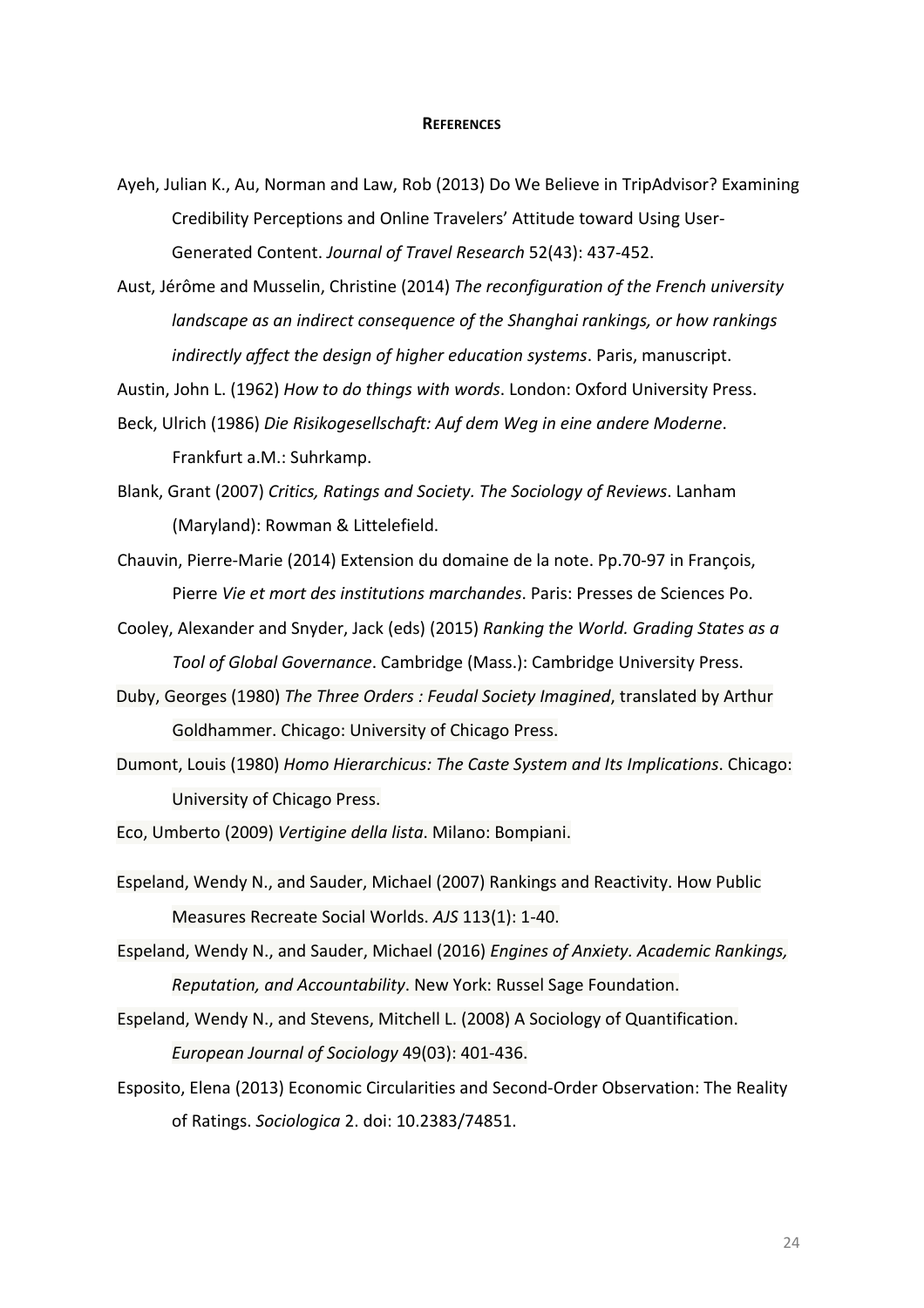## References

Ayeh, Julian K., Au, Norman and Law, Rob (2013) Do We Believe in TripAdvisor? Examining Credibility Perceptions and Online Travelers' Attitude toward Using User-Generated Content. *Journal of Travel Research* 52(43): 437-452.

Aust, Jérôme and Musselin, Christine (2014) *The reconfiguration of the French university landscape as an indirect consequence of the Shanghai rankings, or how rankings indirectly affect the design of higher education systems*. Paris, manuscript.

Austin, John L. (1962) *How to do things with words*. London: Oxford University Press.

Beck, Ulrich (1986) *Die Risikogesellschaft: Auf dem Weg in eine andere Moderne*. Frankfurt a.M.: Suhrkamp.

Blank, Grant (2007) *Critics, Ratings and Society. The Sociology of Reviews*. Lanham (Maryland): Rowman & Littelefield.

Chauvin, Pierre-Marie (2014) Extension du domaine de la note. Pp.70-97 in François, Pierre *Vie et mort des institutions marchandes*. Paris: Presses de Sciences Po.

Cooley, Alexander and Snyder, Jack (eds) (2015) *Ranking the World. Grading States as a Tool of Global Governance*. Cambridge (Mass.): Cambridge University Press.

Duby, Georges (1980) *The Three Orders : Feudal Society Imagined*, translated by Arthur Goldhammer. Chicago: University of Chicago Press.

Dumont, Louis (1980) *Homo Hierarchicus: The Caste System and Its Implications*. Chicago: University of Chicago Press.

Eco, Umberto (2009) *Vertigine della lista*. Milano: Bompiani.

Espeland, Wendy N., and Sauder, Michael (2007) Rankings and Reactivity. How Public Measures Recreate Social Worlds. *AJS* 113(1): 1-40.

Espeland, Wendy N., and Sauder, Michael (2016) *Engines of Anxiety. Academic Rankings, Reputation, and Accountability*. New York: Russel Sage Foundation.

Espeland, Wendy N., and Stevens, Mitchell L. (2008) A Sociology of Quantification. *European Journal of Sociology* 49(03): 401-436.

Esposito, Elena (2013) Economic Circularities and Second-Order Observation: The Reality of Ratings. *Sociologica* 2. doi: 10.2383/74851.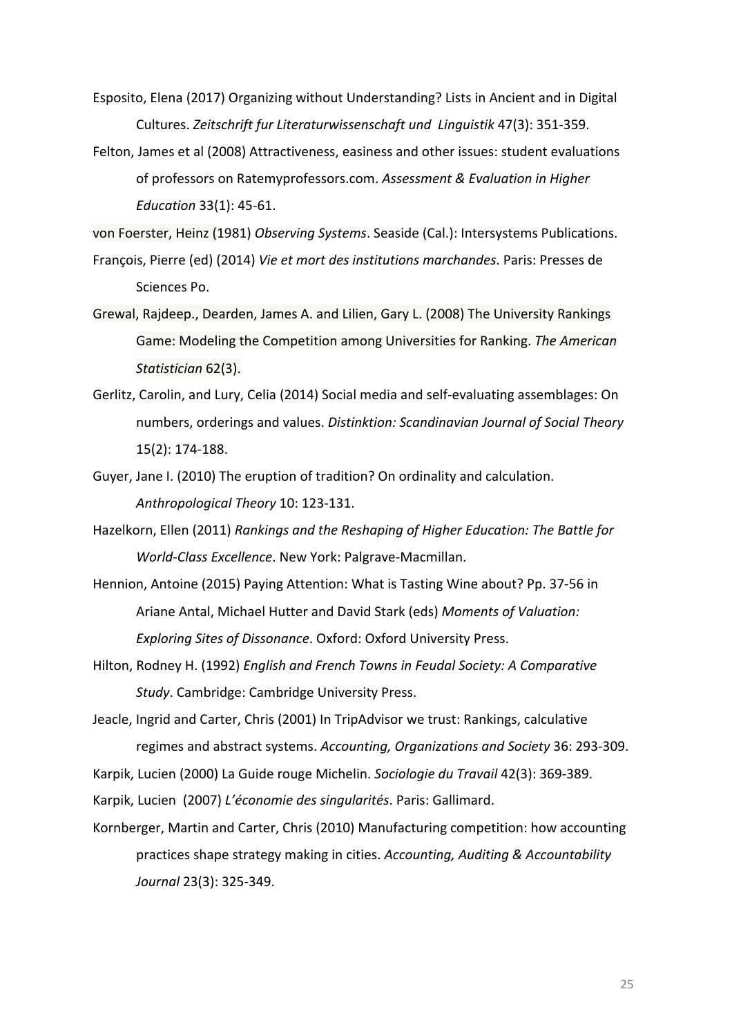Esposito, Elena (2017) Organizing without Understanding? Lists in Ancient and in Digital Cultures. *Zeitschrift fur Literaturwissenschaft und Linguistik* 47(3): 351-359.

Felton, James et al (2008) Attractiveness, easiness and other issues: student evaluations of professors on Ratemyprofessors.com. *Assessment & Evaluation in Higher Education* 33(1): 45-61.

von Foerster, Heinz (1981) *Observing Systems*. Seaside (Cal.): Intersystems Publications.

François, Pierre (ed) (2014) *Vie et mort des institutions marchandes*. Paris: Presses de Sciences Po.

Grewal, Rajdeep., Dearden, James A. and Lilien, Gary L. (2008) The University Rankings Game: Modeling the Competition among Universities for Ranking. *The American Statistician* 62(3).

Gerlitz, Carolin, and Lury, Celia (2014) Social media and self-evaluating assemblages: On numbers, orderings and values. *Distinktion: Scandinavian Journal of Social Theory* 15(2): 174-188.

Guyer, Jane I. (2010) The eruption of tradition? On ordinality and calculation. *Anthropological Theory* 10: 123-131.

Hazelkorn, Ellen (2011) *Rankings and the Reshaping of Higher Education: The Battle for World-Class Excellence*. New York: Palgrave-Macmillan.

Hennion, Antoine (2015) Paying Attention: What is Tasting Wine about? Pp. 37-56 in Ariane Antal, Michael Hutter and David Stark (eds) *Moments of Valuation: Exploring Sites of Dissonance*. Oxford: Oxford University Press.

Hilton, Rodney H. (1992) *English and French Towns in Feudal Society: A Comparative Study*. Cambridge: Cambridge University Press.

Jeacle, Ingrid and Carter, Chris (2001) In TripAdvisor we trust: Rankings, calculative regimes and abstract systems. *Accounting, Organizations and Society* 36: 293-309.

Karpik, Lucien (2000) La Guide rouge Michelin. *Sociologie du Travail* 42(3): 369-389.

Karpik, Lucien (2007) *L'économie des singularités*. Paris: Gallimard.

Kornberger, Martin and Carter, Chris (2010) Manufacturing competition: how accounting practices shape strategy making in cities. *Accounting, Auditing & Accountability Journal* 23(3): 325-349.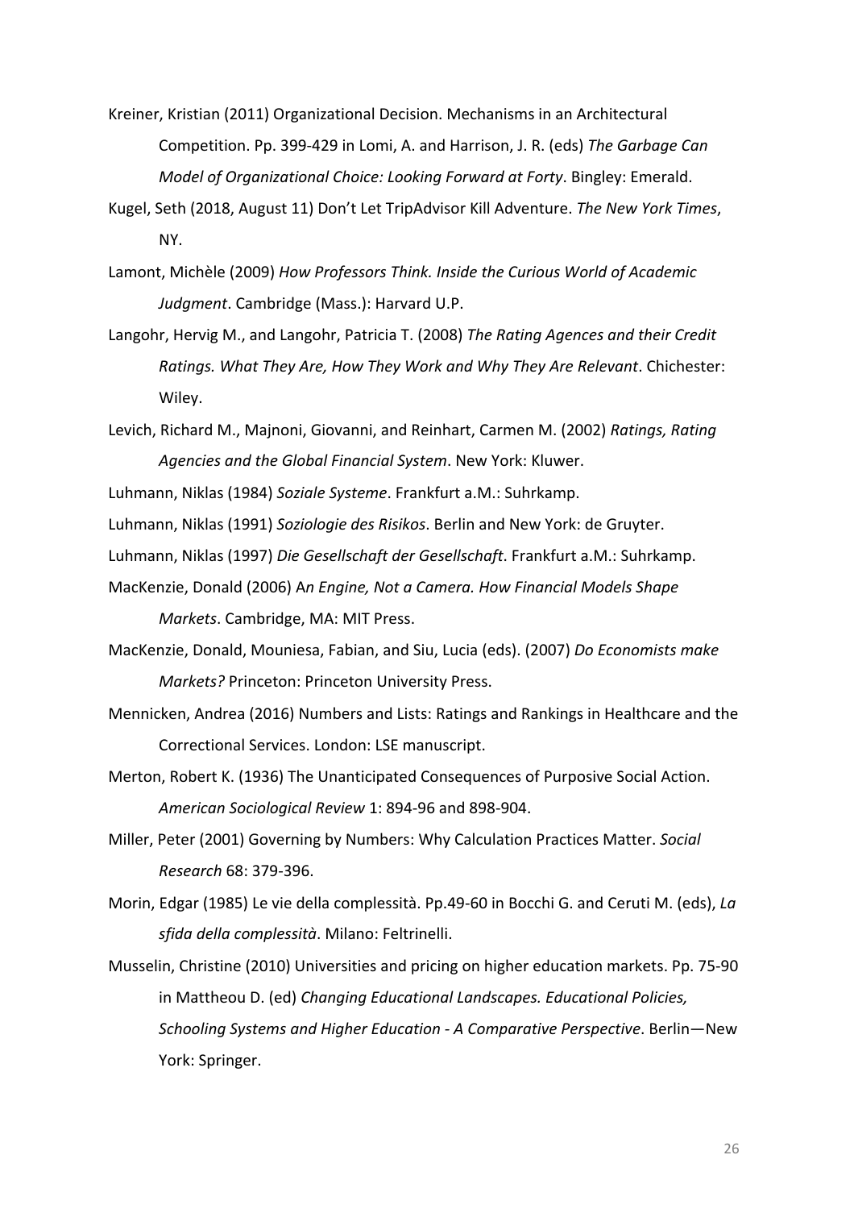Kreiner, Kristian (2011) Organizational Decision. Mechanisms in an Architectural Competition. Pp. 399-429 in Lomi, A. and Harrison, J. R. (eds) *The Garbage Can Model of Organizational Choice: Looking Forward at Forty*. Bingley: Emerald.

Kugel, Seth (2018, August 11) Don't Let TripAdvisor Kill Adventure. *The New York Times*, NY.

Lamont, Michèle (2009) *How Professors Think. Inside the Curious World of Academic Judgment*. Cambridge (Mass.): Harvard U.P.

Langohr, Hervig M., and Langohr, Patricia T. (2008) *The Rating Agences and their Credit Ratings. What They Are, How They Work and Why They Are Relevant*. Chichester: Wiley.

Levich, Richard M., Majnoni, Giovanni, and Reinhart, Carmen M. (2002) *Ratings, Rating Agencies and the Global Financial System*. New York: Kluwer.

Luhmann, Niklas (1984) *Soziale Systeme*. Frankfurt a.M.: Suhrkamp.

Luhmann, Niklas (1991) *Soziologie des Risikos*. Berlin and New York: de Gruyter.

Luhmann, Niklas (1997) *Die Gesellschaft der Gesellschaft*. Frankfurt a.M.: Suhrkamp.

MacKenzie, Donald (2006) A*n Engine, Not a Camera. How Financial Models Shape Markets*. Cambridge, MA: MIT Press.

MacKenzie, Donald, Mouniesa, Fabian, and Siu, Lucia (eds). (2007) *Do Economists make Markets?* Princeton: Princeton University Press.

Mennicken, Andrea (2016) Numbers and Lists: Ratings and Rankings in Healthcare and the Correctional Services. London: LSE manuscript.

Merton, Robert K. (1936) The Unanticipated Consequences of Purposive Social Action. *American Sociological Review* 1: 894-96 and 898-904.

Miller, Peter (2001) Governing by Numbers: Why Calculation Practices Matter. *Social Research* 68: 379-396.

Morin, Edgar (1985) Le vie della complessità. Pp.49-60 in Bocchi G. and Ceruti M. (eds), *La sfida della complessità*. Milano: Feltrinelli.

Musselin, Christine (2010) Universities and pricing on higher education markets. Pp. 75-90 in Mattheou D. (ed) *Changing Educational Landscapes. Educational Policies, Schooling Systems and Higher Education - A Comparative Perspective*. Berlin—New York: Springer.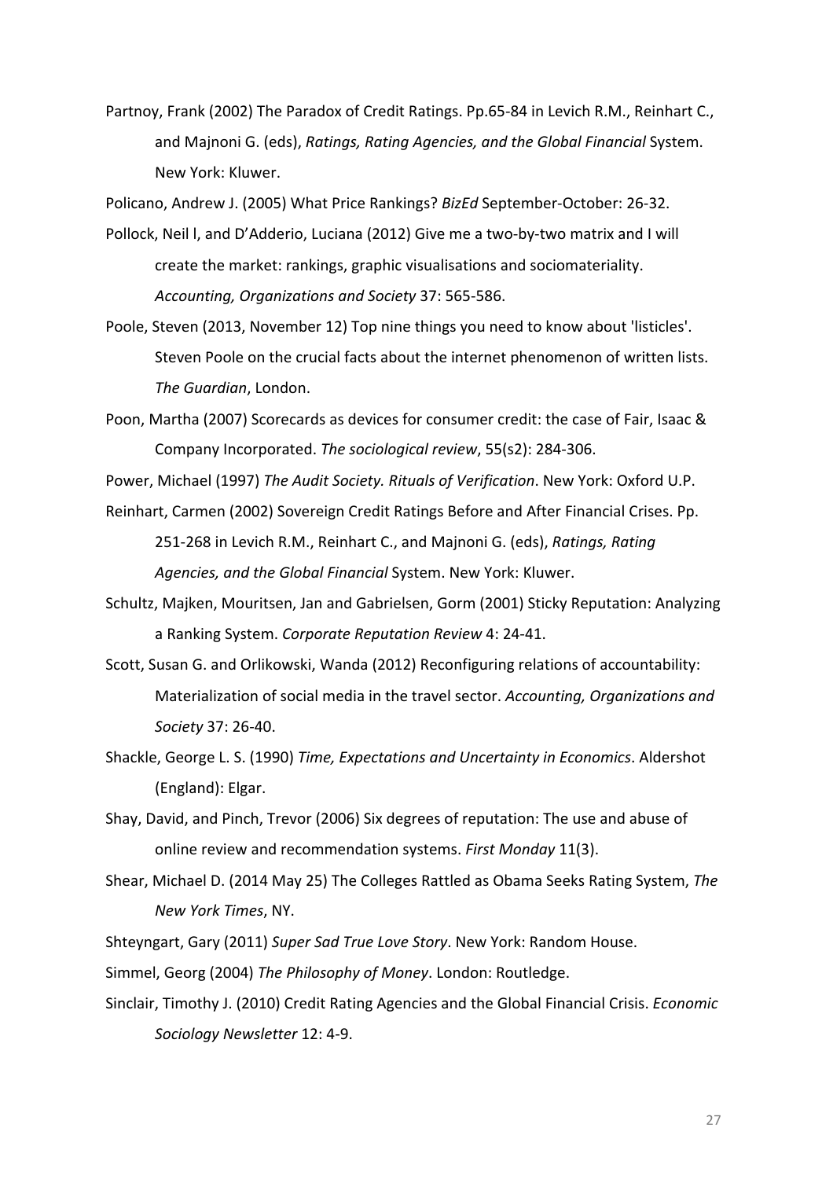Partnoy, Frank (2002) The Paradox of Credit Ratings. Pp.65-84 in Levich R.M., Reinhart C., and Majnoni G. (eds), *Ratings, Rating Agencies, and the Global Financial* System. New York: Kluwer.

Policano, Andrew J. (2005) What Price Rankings? *BizEd* September-October: 26-32.

Pollock, Neil l, and D'Adderio, Luciana (2012) Give me a two-by-two matrix and I will create the market: rankings, graphic visualisations and sociomateriality. *Accounting, Organizations and Society* 37: 565-586.

Poole, Steven (2013, November 12) Top nine things you need to know about 'listicles'. Steven Poole on the crucial facts about the internet phenomenon of written lists. *The Guardian*, London.

Poon, Martha (2007) Scorecards as devices for consumer credit: the case of Fair, Isaac & Company Incorporated. *The sociological review*, 55(s2): 284-306.

Power, Michael (1997) *The Audit Society. Rituals of Verification*. New York: Oxford U.P.

Reinhart, Carmen (2002) Sovereign Credit Ratings Before and After Financial Crises. Pp. 251-268 in Levich R.M., Reinhart C., and Majnoni G. (eds), *Ratings, Rating Agencies, and the Global Financial* System. New York: Kluwer.

Schultz, Majken, Mouritsen, Jan and Gabrielsen, Gorm (2001) Sticky Reputation: Analyzing a Ranking System. *Corporate Reputation Review* 4: 24-41.

Scott, Susan G. and Orlikowski, Wanda (2012) Reconfiguring relations of accountability: Materialization of social media in the travel sector. *Accounting, Organizations and Society* 37: 26-40.

Shackle, George L. S. (1990) *Time, Expectations and Uncertainty in Economics*. Aldershot (England): Elgar.

Shay, David, and Pinch, Trevor (2006) Six degrees of reputation: The use and abuse of online review and recommendation systems. *First Monday* 11(3).

Shear, Michael D. (2014 May 25) The Colleges Rattled as Obama Seeks Rating System, *The New York Times*, NY.

Shteyngart, Gary (2011) *Super Sad True Love Story*. New York: Random House.

Simmel, Georg (2004) *The Philosophy of Money*. London: Routledge.

Sinclair, Timothy J. (2010) Credit Rating Agencies and the Global Financial Crisis. *Economic Sociology Newsletter* 12: 4-9.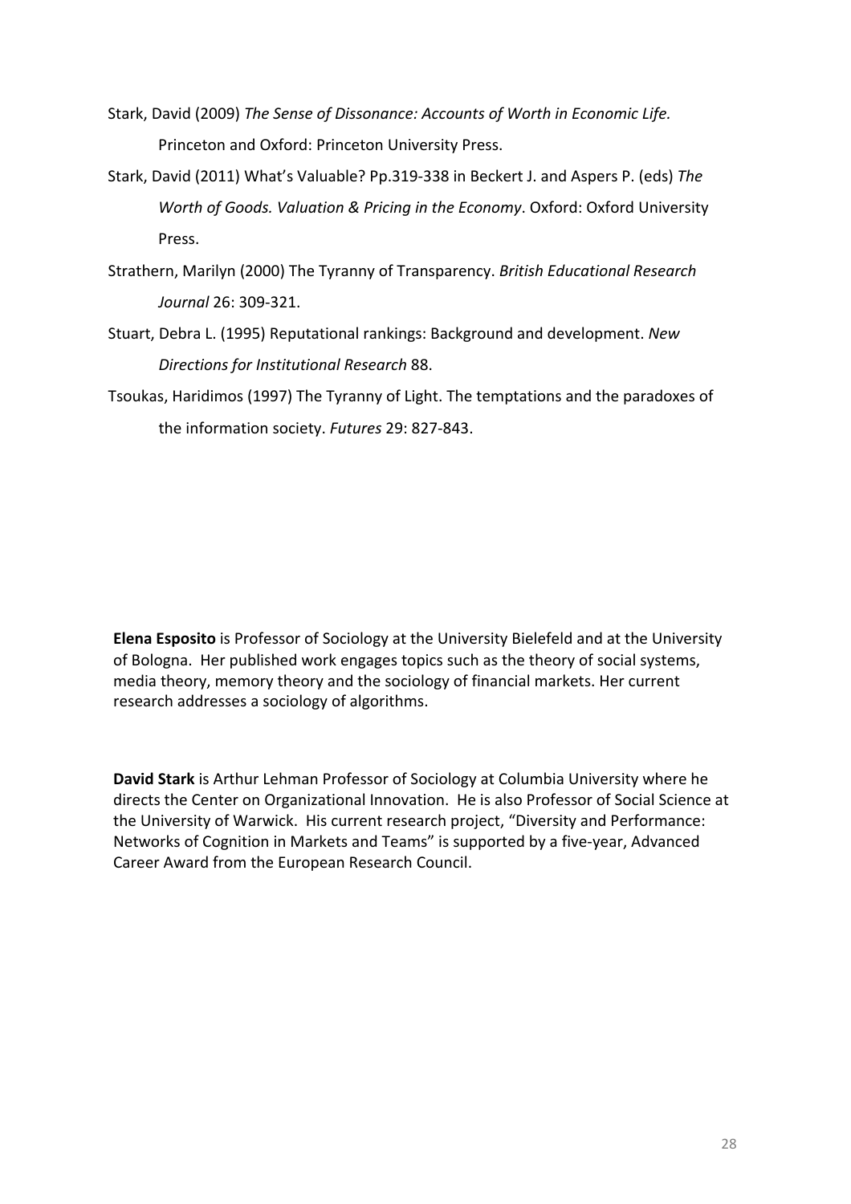Stark, David (2009) *The Sense of Dissonance: Accounts of Worth in Economic Life.* Princeton and Oxford: Princeton University Press.

Stark, David (2011) What's Valuable? Pp.319-338 in Beckert J. and Aspers P. (eds) *The Worth of Goods. Valuation & Pricing in the Economy*. Oxford: Oxford University Press.

Strathern, Marilyn (2000) The Tyranny of Transparency. *British Educational Research Journal* 26: 309-321.

Stuart, Debra L. (1995) Reputational rankings: Background and development. *New Directions for Institutional Research* 88.

Tsoukas, Haridimos (1997) The Tyranny of Light. The temptations and the paradoxes of the information society. *Futures* 29: 827-843.

**Elena Esposito** is Professor of Sociology at the University Bielefeld and at the University of Bologna. Her published work engages topics such as the theory of social systems, media theory, memory theory and the sociology of financial markets. Her current research addresses a sociology of algorithms.

**David Stark** is Arthur Lehman Professor of Sociology at Columbia University where he directs the Center on Organizational Innovation. He is also Professor of Social Science at the University of Warwick. His current research project, "Diversity and Performance: Networks of Cognition in Markets and Teams" is supported by a five-year, Advanced Career Award from the European Research Council.